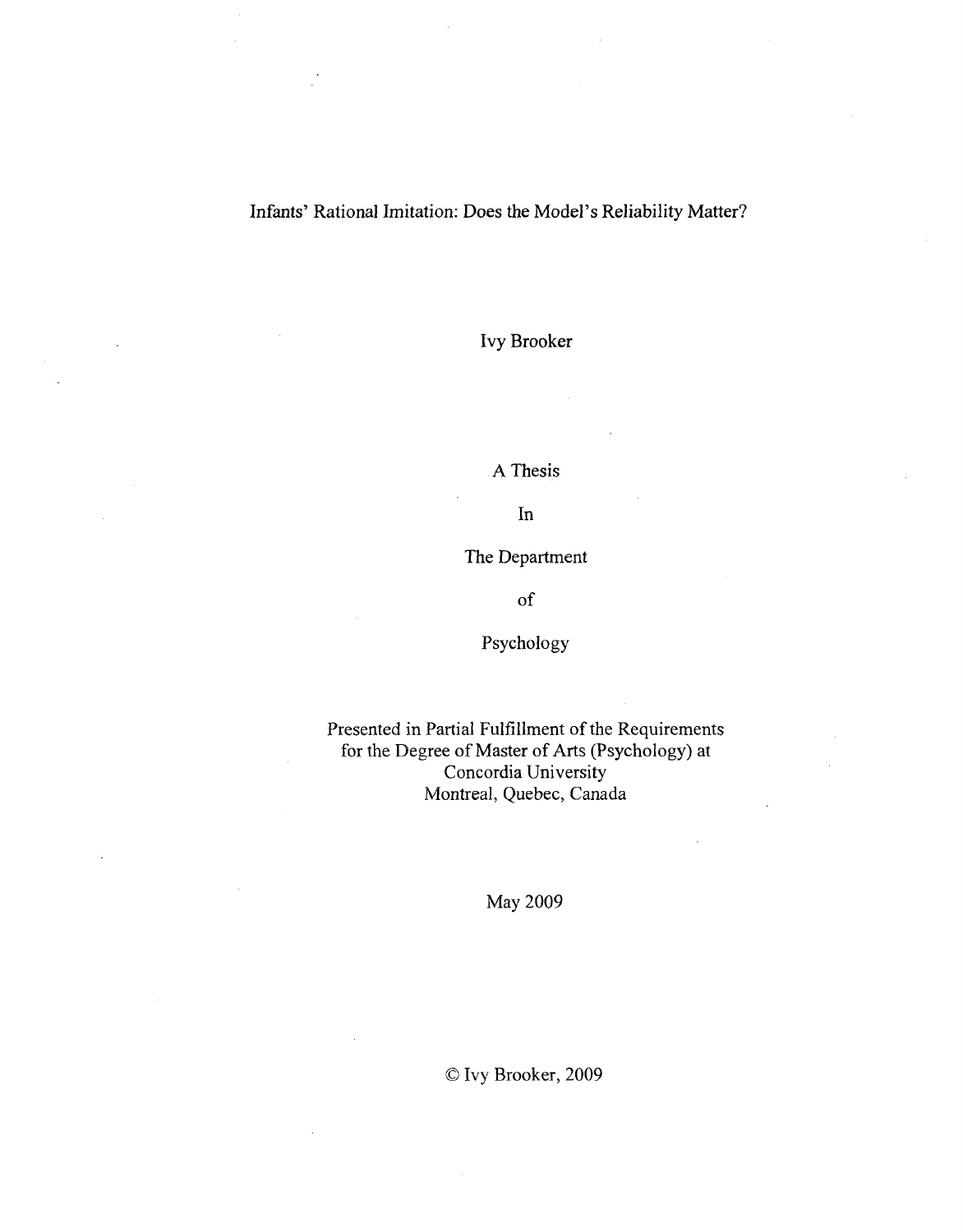# Infants' Rational Imitation: Does the Model's Reliability Matter?

Ivy Brooker

A Thesis

In

The Department

of

Psychology

Presented in Partial Fulfillment of the Requirements
for the Degree of Master of Arts (Psychology) at
Concordia University
Montreal, Quebec, Canada

May 2009

© Ivy Brooker, 2009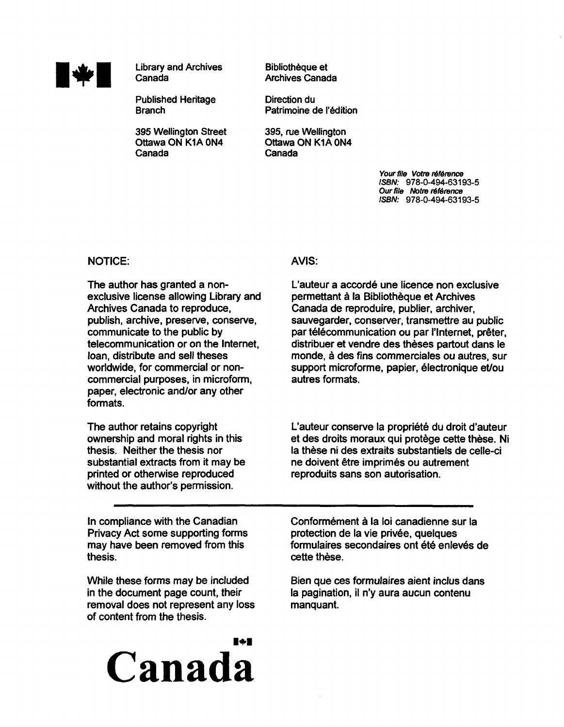Library and Archives Canada

Published Heritage Branch

395 Wellington Street
Ottawa ON K1A 0N4
Canada

Bibliothèque et Archives Canada

Direction du Patrimoine de l'édition

395, rue Wellington
Ottawa ON K1A 0N4
Canada

*Your file Votre référence*
*ISBN:* 978-0-494-63193-5
*Our file Notre référence*
*ISBN:* 978-0-494-63193-5

NOTICE:

The author has granted a non-exclusive license allowing Library and Archives Canada to reproduce, publish, archive, preserve, conserve, communicate to the public by telecommunication or on the Internet, loan, distribute and sell theses worldwide, for commercial or non-commercial purposes, in microform, paper, electronic and/or any other formats.

The author retains copyright ownership and moral rights in this thesis. Neither the thesis nor substantial extracts from it may be printed or otherwise reproduced without the author's permission.

AVIS:

L'auteur a accordé une licence non exclusive permettant à la Bibliothèque et Archives Canada de reproduire, publier, archiver, sauvegarder, conserver, transmettre au public par télécommunication ou par l'Internet, prêter, distribuer et vendre des thèses partout dans le monde, à des fins commerciales ou autres, sur support microforme, papier, électronique et/ou autres formats.

L'auteur conserve la propriété du droit d'auteur et des droits moraux qui protège cette thèse. Ni la thèse ni des extraits substantiels de celle-ci ne doivent être imprimés ou autrement reproduits sans son autorisation.

---

In compliance with the Canadian Privacy Act some supporting forms may have been removed from this thesis.

While these forms may be included in the document page count, their removal does not represent any loss of content from the thesis.

Conformément à la loi canadienne sur la protection de la vie privée, quelques formulaires secondaires ont été enlevés de cette thèse.

Bien que ces formulaires aient inclus dans la pagination, il n'y aura aucun contenu manquant.

**Canada**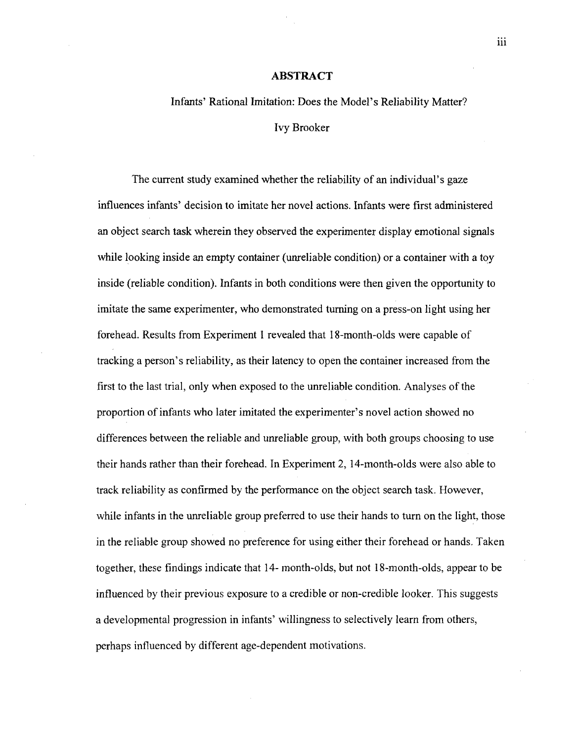# ABSTRACT

Infants' Rational Imitation: Does the Model's Reliability Matter?

Ivy Brooker

The current study examined whether the reliability of an individual's gaze influences infants' decision to imitate her novel actions. Infants were first administered an object search task wherein they observed the experimenter display emotional signals while looking inside an empty container (unreliable condition) or a container with a toy inside (reliable condition). Infants in both conditions were then given the opportunity to imitate the same experimenter, who demonstrated turning on a press-on light using her forehead. Results from Experiment 1 revealed that 18-month-olds were capable of tracking a person's reliability, as their latency to open the container increased from the first to the last trial, only when exposed to the unreliable condition. Analyses of the proportion of infants who later imitated the experimenter's novel action showed no differences between the reliable and unreliable group, with both groups choosing to use their hands rather than their forehead. In Experiment 2, 14-month-olds were also able to track reliability as confirmed by the performance on the object search task. However, while infants in the unreliable group preferred to use their hands to turn on the light, those in the reliable group showed no preference for using either their forehead or hands. Taken together, these findings indicate that 14- month-olds, but not 18-month-olds, appear to be influenced by their previous exposure to a credible or non-credible looker. This suggests a developmental progression in infants' willingness to selectively learn from others, perhaps influenced by different age-dependent motivations.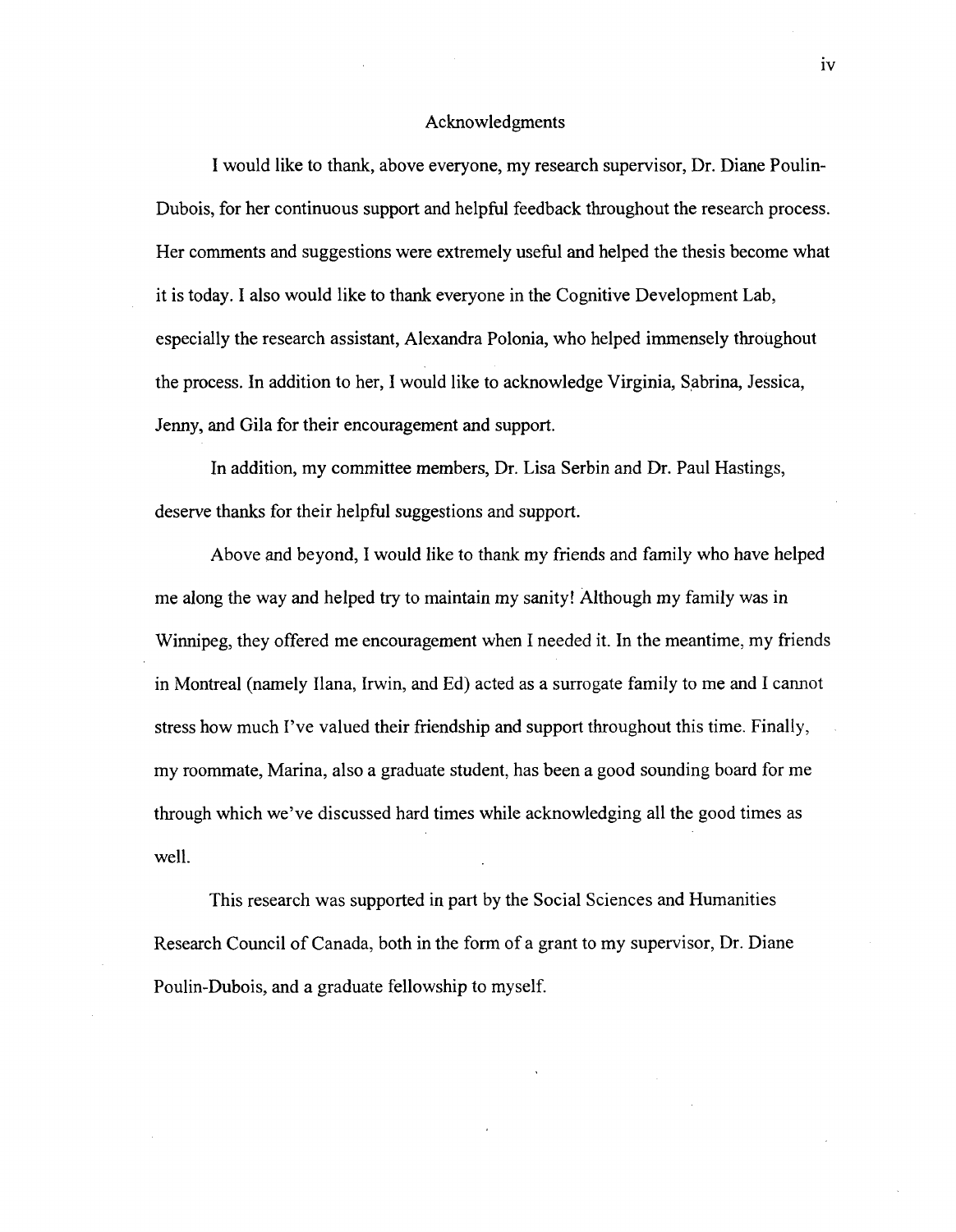# Acknowledgments

I would like to thank, above everyone, my research supervisor, Dr. Diane Poulin-Dubois, for her continuous support and helpful feedback throughout the research process. Her comments and suggestions were extremely useful and helped the thesis become what it is today. I also would like to thank everyone in the Cognitive Development Lab, especially the research assistant, Alexandra Polonia, who helped immensely throughout the process. In addition to her, I would like to acknowledge Virginia, Sabrina, Jessica, Jenny, and Gila for their encouragement and support.

In addition, my committee members, Dr. Lisa Serbin and Dr. Paul Hastings, deserve thanks for their helpful suggestions and support.

Above and beyond, I would like to thank my friends and family who have helped me along the way and helped try to maintain my sanity! Although my family was in Winnipeg, they offered me encouragement when I needed it. In the meantime, my friends in Montreal (namely Ilana, Irwin, and Ed) acted as a surrogate family to me and I cannot stress how much I've valued their friendship and support throughout this time. Finally, my roommate, Marina, also a graduate student, has been a good sounding board for me through which we've discussed hard times while acknowledging all the good times as well.

This research was supported in part by the Social Sciences and Humanities Research Council of Canada, both in the form of a grant to my supervisor, Dr. Diane Poulin-Dubois, and a graduate fellowship to myself.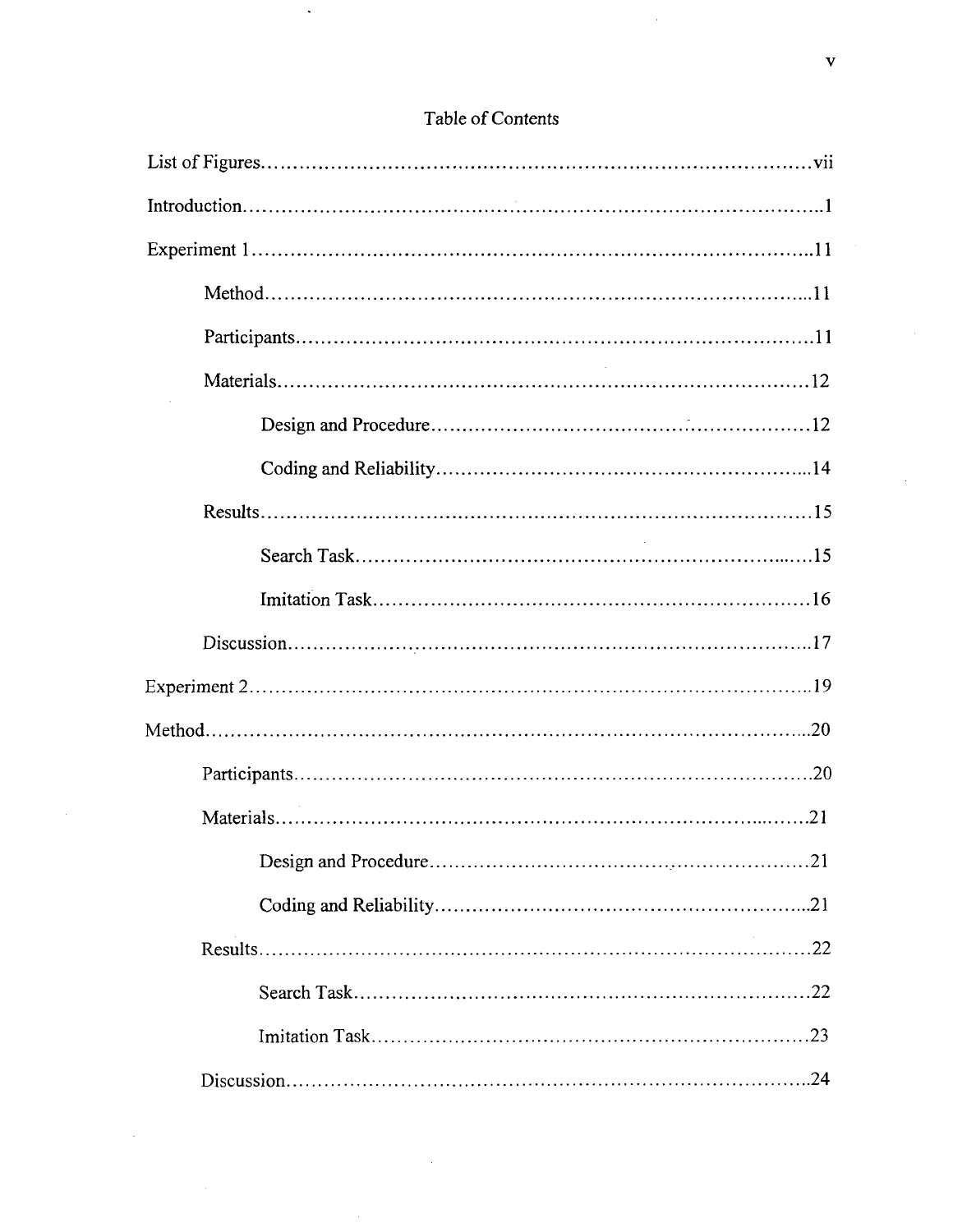# Table of Contents

List of Figures....................vii

Introduction....................1

Experiment 1....................11

- Method....................11
- Participants....................11
- Materials....................12
  - Design and Procedure....................12
  - Coding and Reliability....................14
- Results....................15
  - Search Task....................15
  - Imitation Task....................16
- Discussion....................17

Experiment 2....................19

Method....................20

- Participants....................20
- Materials....................21
  - Design and Procedure....................21
  - Coding and Reliability....................21
- Results....................22
  - Search Task....................22
  - Imitation Task....................23
- Discussion....................24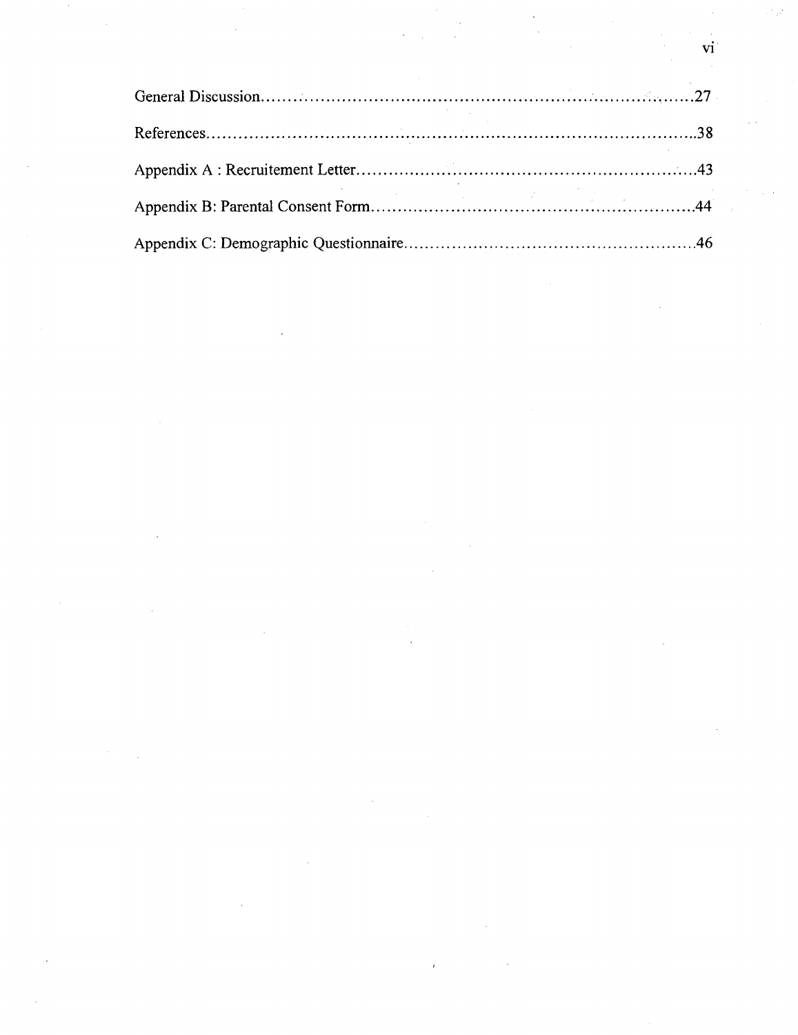General Discussion..........................................................................................27

References.......................................................................................................38

Appendix A : Recruitement Letter...............................................................43

Appendix B: Parental Consent Form............................................................44

Appendix C: Demographic Questionnaire.....................................................46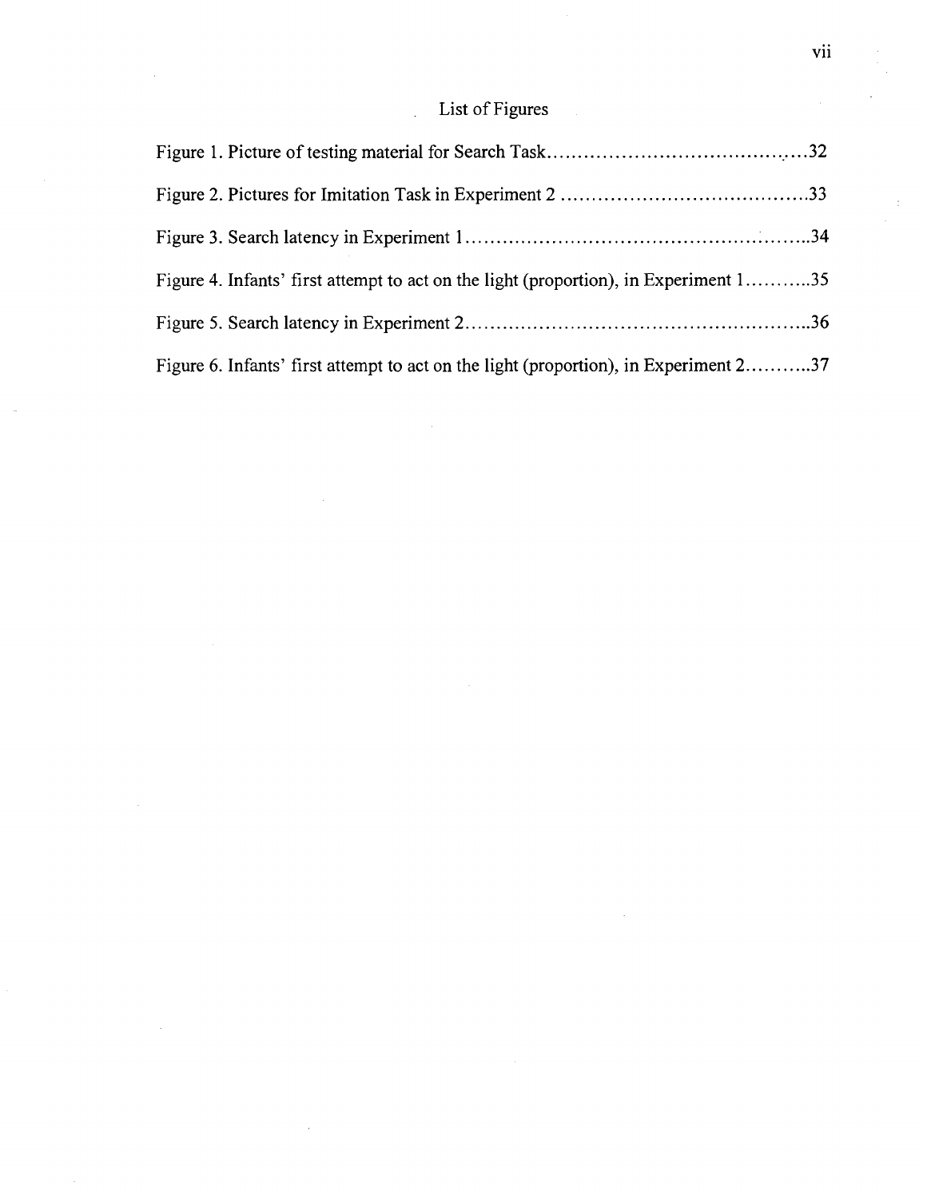# List of Figures

Figure 1. Picture of testing material for Search Task....................................32

Figure 2. Pictures for Imitation Task in Experiment 2 ....................................33

Figure 3. Search latency in Experiment 1....................................................34

Figure 4. Infants' first attempt to act on the light (proportion), in Experiment 1...........35

Figure 5. Search latency in Experiment 2....................................................36

Figure 6. Infants' first attempt to act on the light (proportion), in Experiment 2...........37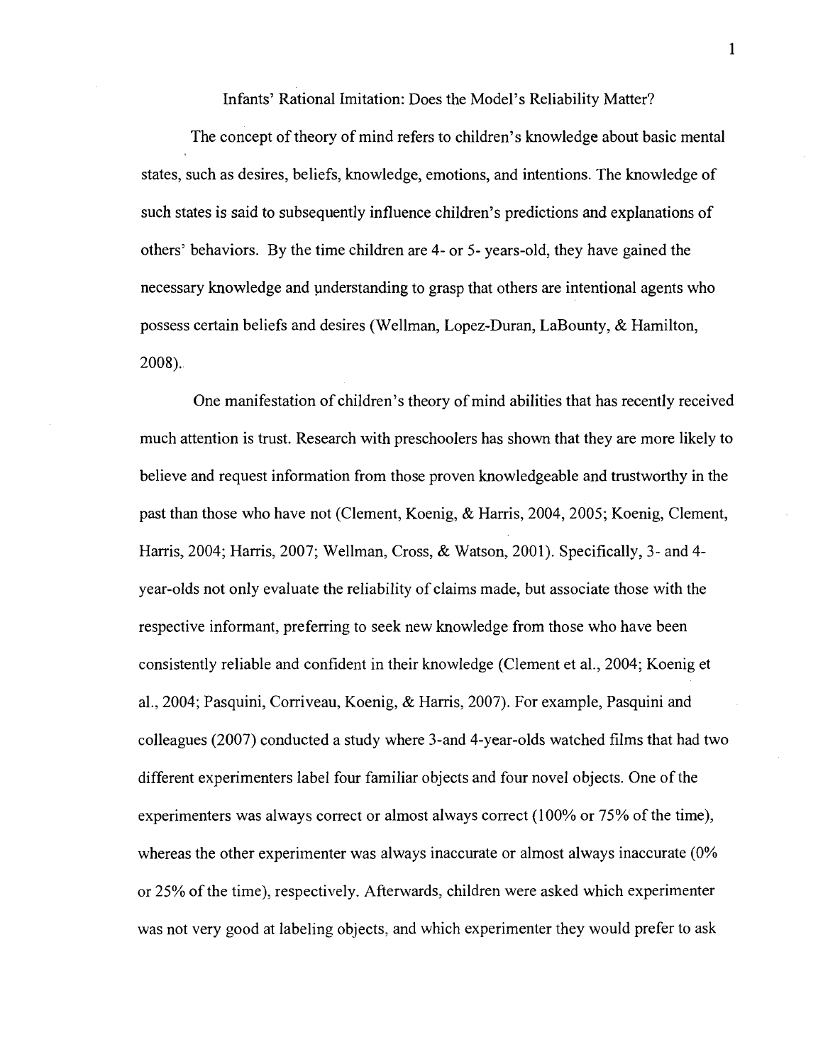# Infants' Rational Imitation: Does the Model's Reliability Matter?

The concept of theory of mind refers to children's knowledge about basic mental states, such as desires, beliefs, knowledge, emotions, and intentions. The knowledge of such states is said to subsequently influence children's predictions and explanations of others' behaviors. By the time children are 4- or 5- years-old, they have gained the necessary knowledge and understanding to grasp that others are intentional agents who possess certain beliefs and desires (Wellman, Lopez-Duran, LaBounty, & Hamilton, 2008).

One manifestation of children's theory of mind abilities that has recently received much attention is trust. Research with preschoolers has shown that they are more likely to believe and request information from those proven knowledgeable and trustworthy in the past than those who have not (Clement, Koenig, & Harris, 2004, 2005; Koenig, Clement, Harris, 2004; Harris, 2007; Wellman, Cross, & Watson, 2001). Specifically, 3- and 4-year-olds not only evaluate the reliability of claims made, but associate those with the respective informant, preferring to seek new knowledge from those who have been consistently reliable and confident in their knowledge (Clement et al., 2004; Koenig et al., 2004; Pasquini, Corriveau, Koenig, & Harris, 2007). For example, Pasquini and colleagues (2007) conducted a study where 3-and 4-year-olds watched films that had two different experimenters label four familiar objects and four novel objects. One of the experimenters was always correct or almost always correct (100% or 75% of the time), whereas the other experimenter was always inaccurate or almost always inaccurate (0% or 25% of the time), respectively. Afterwards, children were asked which experimenter was not very good at labeling objects, and which experimenter they would prefer to ask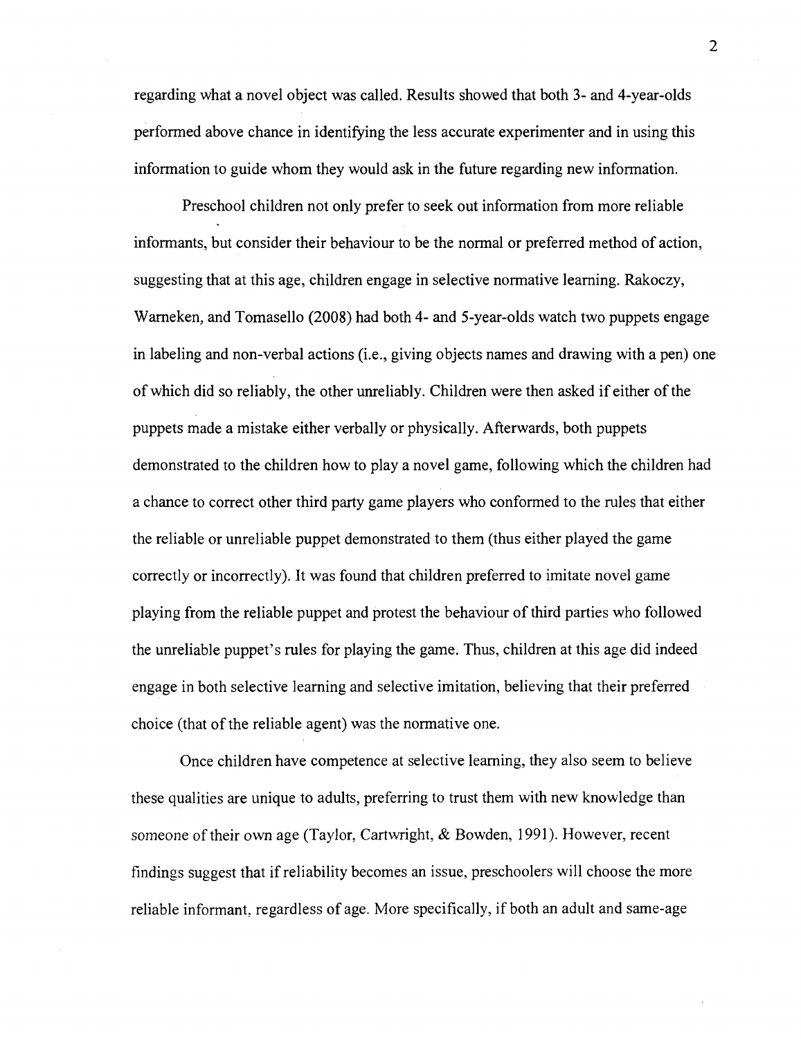regarding what a novel object was called. Results showed that both 3- and 4-year-olds performed above chance in identifying the less accurate experimenter and in using this information to guide whom they would ask in the future regarding new information.

Preschool children not only prefer to seek out information from more reliable informants, but consider their behaviour to be the normal or preferred method of action, suggesting that at this age, children engage in selective normative learning. Rakoczy, Warneken, and Tomasello (2008) had both 4- and 5-year-olds watch two puppets engage in labeling and non-verbal actions (i.e., giving objects names and drawing with a pen) one of which did so reliably, the other unreliably. Children were then asked if either of the puppets made a mistake either verbally or physically. Afterwards, both puppets demonstrated to the children how to play a novel game, following which the children had a chance to correct other third party game players who conformed to the rules that either the reliable or unreliable puppet demonstrated to them (thus either played the game correctly or incorrectly). It was found that children preferred to imitate novel game playing from the reliable puppet and protest the behaviour of third parties who followed the unreliable puppet's rules for playing the game. Thus, children at this age did indeed engage in both selective learning and selective imitation, believing that their preferred choice (that of the reliable agent) was the normative one.

Once children have competence at selective learning, they also seem to believe these qualities are unique to adults, preferring to trust them with new knowledge than someone of their own age (Taylor, Cartwright, & Bowden, 1991). However, recent findings suggest that if reliability becomes an issue, preschoolers will choose the more reliable informant, regardless of age. More specifically, if both an adult and same-age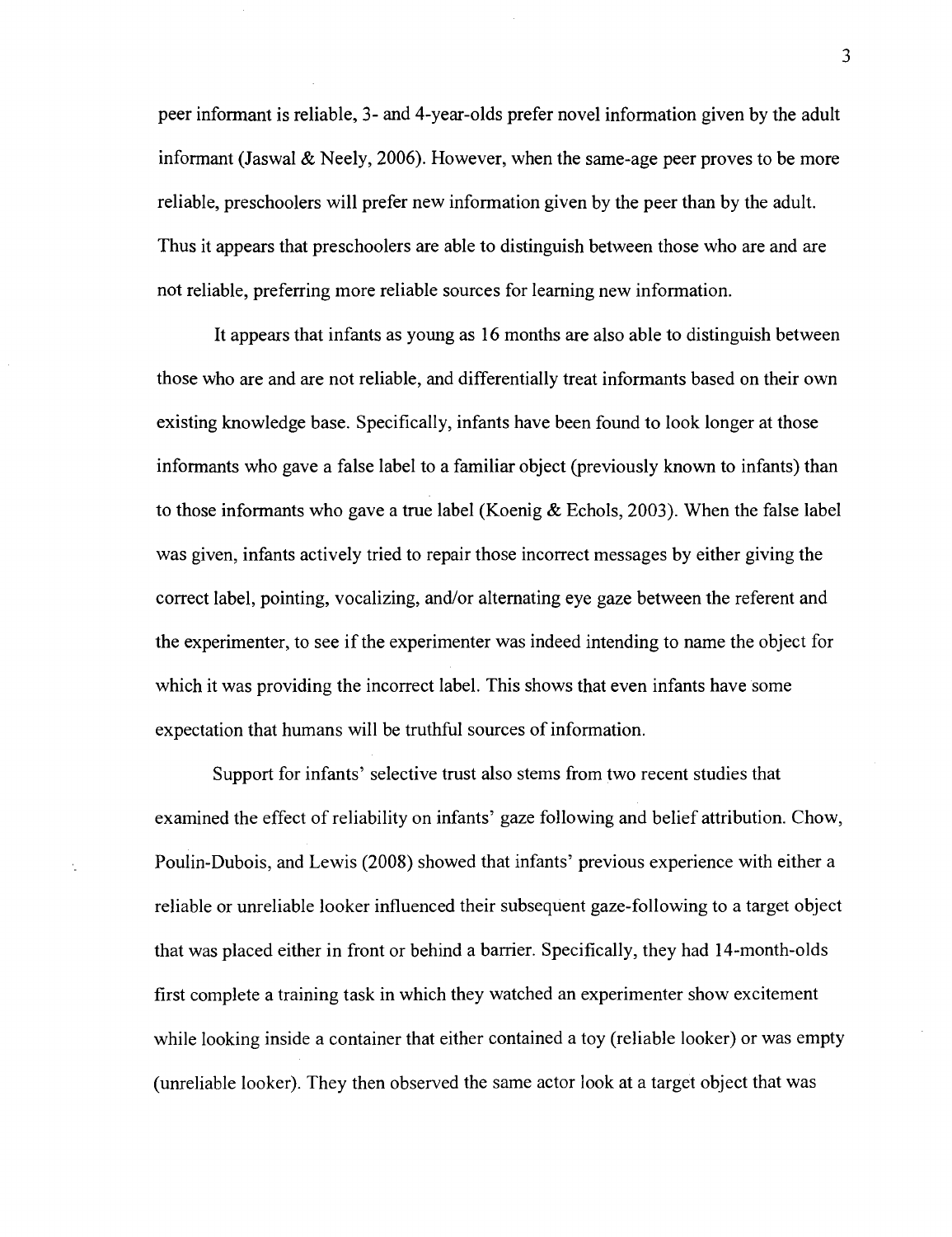peer informant is reliable, 3- and 4-year-olds prefer novel information given by the adult informant (Jaswal & Neely, 2006). However, when the same-age peer proves to be more reliable, preschoolers will prefer new information given by the peer than by the adult. Thus it appears that preschoolers are able to distinguish between those who are and are not reliable, preferring more reliable sources for learning new information.

It appears that infants as young as 16 months are also able to distinguish between those who are and are not reliable, and differentially treat informants based on their own existing knowledge base. Specifically, infants have been found to look longer at those informants who gave a false label to a familiar object (previously known to infants) than to those informants who gave a true label (Koenig & Echols, 2003). When the false label was given, infants actively tried to repair those incorrect messages by either giving the correct label, pointing, vocalizing, and/or alternating eye gaze between the referent and the experimenter, to see if the experimenter was indeed intending to name the object for which it was providing the incorrect label. This shows that even infants have some expectation that humans will be truthful sources of information.

Support for infants' selective trust also stems from two recent studies that examined the effect of reliability on infants' gaze following and belief attribution. Chow, Poulin-Dubois, and Lewis (2008) showed that infants' previous experience with either a reliable or unreliable looker influenced their subsequent gaze-following to a target object that was placed either in front or behind a barrier. Specifically, they had 14-month-olds first complete a training task in which they watched an experimenter show excitement while looking inside a container that either contained a toy (reliable looker) or was empty (unreliable looker). They then observed the same actor look at a target object that was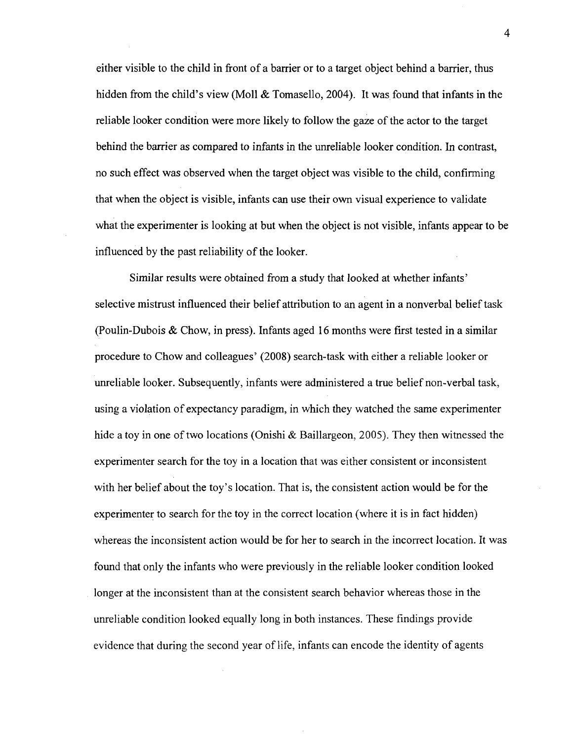either visible to the child in front of a barrier or to a target object behind a barrier, thus hidden from the child's view (Moll & Tomasello, 2004). It was found that infants in the reliable looker condition were more likely to follow the gaze of the actor to the target behind the barrier as compared to infants in the unreliable looker condition. In contrast, no such effect was observed when the target object was visible to the child, confirming that when the object is visible, infants can use their own visual experience to validate what the experimenter is looking at but when the object is not visible, infants appear to be influenced by the past reliability of the looker.

Similar results were obtained from a study that looked at whether infants' selective mistrust influenced their belief attribution to an agent in a nonverbal belief task (Poulin-Dubois & Chow, in press). Infants aged 16 months were first tested in a similar procedure to Chow and colleagues' (2008) search-task with either a reliable looker or unreliable looker. Subsequently, infants were administered a true belief non-verbal task, using a violation of expectancy paradigm, in which they watched the same experimenter hide a toy in one of two locations (Onishi & Baillargeon, 2005). They then witnessed the experimenter search for the toy in a location that was either consistent or inconsistent with her belief about the toy's location. That is, the consistent action would be for the experimenter to search for the toy in the correct location (where it is in fact hidden) whereas the inconsistent action would be for her to search in the incorrect location. It was found that only the infants who were previously in the reliable looker condition looked longer at the inconsistent than at the consistent search behavior whereas those in the unreliable condition looked equally long in both instances. These findings provide evidence that during the second year of life, infants can encode the identity of agents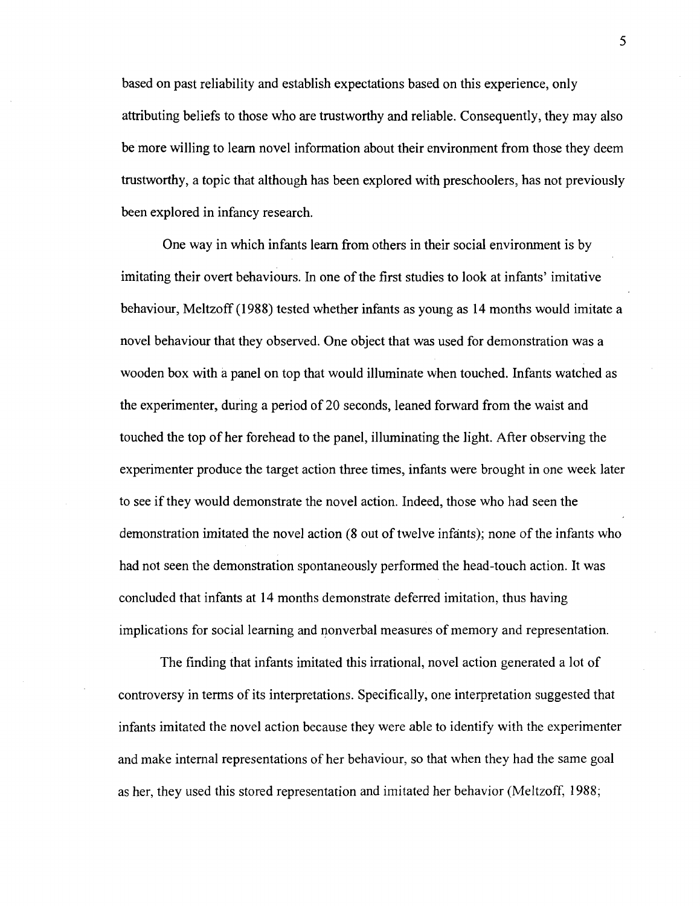based on past reliability and establish expectations based on this experience, only attributing beliefs to those who are trustworthy and reliable. Consequently, they may also be more willing to learn novel information about their environment from those they deem trustworthy, a topic that although has been explored with preschoolers, has not previously been explored in infancy research.

One way in which infants learn from others in their social environment is by imitating their overt behaviours. In one of the first studies to look at infants' imitative behaviour, Meltzoff (1988) tested whether infants as young as 14 months would imitate a novel behaviour that they observed. One object that was used for demonstration was a wooden box with a panel on top that would illuminate when touched. Infants watched as the experimenter, during a period of 20 seconds, leaned forward from the waist and touched the top of her forehead to the panel, illuminating the light. After observing the experimenter produce the target action three times, infants were brought in one week later to see if they would demonstrate the novel action. Indeed, those who had seen the demonstration imitated the novel action (8 out of twelve infants); none of the infants who had not seen the demonstration spontaneously performed the head-touch action. It was concluded that infants at 14 months demonstrate deferred imitation, thus having implications for social learning and nonverbal measures of memory and representation.

The finding that infants imitated this irrational, novel action generated a lot of controversy in terms of its interpretations. Specifically, one interpretation suggested that infants imitated the novel action because they were able to identify with the experimenter and make internal representations of her behaviour, so that when they had the same goal as her, they used this stored representation and imitated her behavior (Meltzoff, 1988;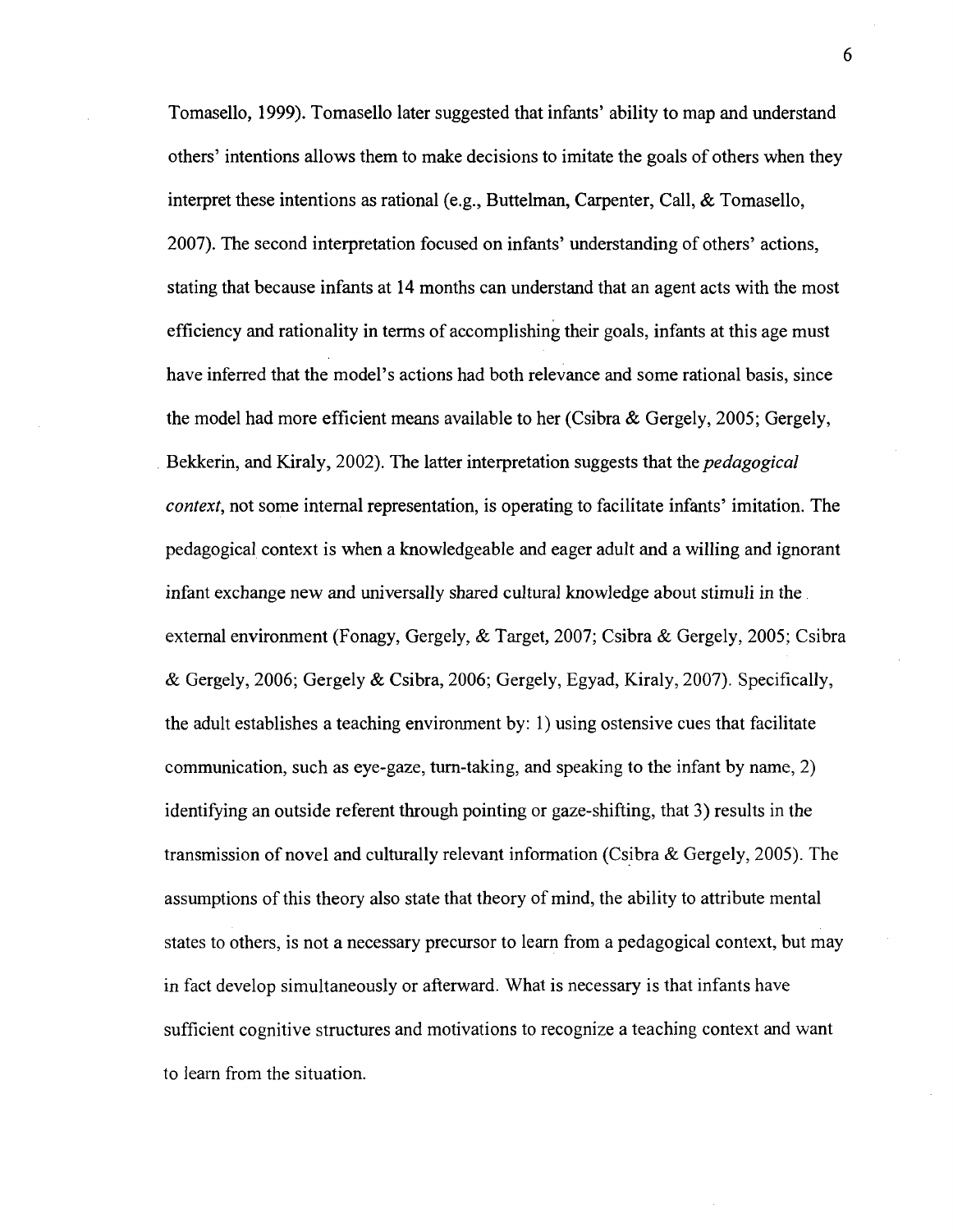Tomasello, 1999). Tomasello later suggested that infants' ability to map and understand others' intentions allows them to make decisions to imitate the goals of others when they interpret these intentions as rational (e.g., Buttelman, Carpenter, Call, & Tomasello, 2007). The second interpretation focused on infants' understanding of others' actions, stating that because infants at 14 months can understand that an agent acts with the most efficiency and rationality in terms of accomplishing their goals, infants at this age must have inferred that the model's actions had both relevance and some rational basis, since the model had more efficient means available to her (Csibra & Gergely, 2005; Gergely, Bekkerin, and Kiraly, 2002). The latter interpretation suggests that the *pedagogical context*, not some internal representation, is operating to facilitate infants' imitation. The pedagogical context is when a knowledgeable and eager adult and a willing and ignorant infant exchange new and universally shared cultural knowledge about stimuli in the external environment (Fonagy, Gergely, & Target, 2007; Csibra & Gergely, 2005; Csibra & Gergely, 2006; Gergely & Csibra, 2006; Gergely, Egyad, Kiraly, 2007). Specifically, the adult establishes a teaching environment by: 1) using ostensive cues that facilitate communication, such as eye-gaze, turn-taking, and speaking to the infant by name, 2) identifying an outside referent through pointing or gaze-shifting, that 3) results in the transmission of novel and culturally relevant information (Csibra & Gergely, 2005). The assumptions of this theory also state that theory of mind, the ability to attribute mental states to others, is not a necessary precursor to learn from a pedagogical context, but may in fact develop simultaneously or afterward. What is necessary is that infants have sufficient cognitive structures and motivations to recognize a teaching context and want to learn from the situation.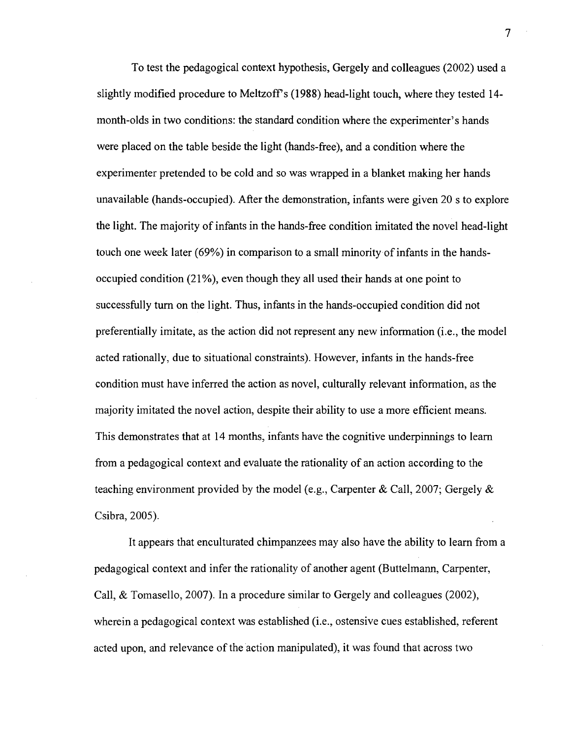To test the pedagogical context hypothesis, Gergely and colleagues (2002) used a slightly modified procedure to Meltzoff's (1988) head-light touch, where they tested 14-month-olds in two conditions: the standard condition where the experimenter's hands were placed on the table beside the light (hands-free), and a condition where the experimenter pretended to be cold and so was wrapped in a blanket making her hands unavailable (hands-occupied). After the demonstration, infants were given 20 s to explore the light. The majority of infants in the hands-free condition imitated the novel head-light touch one week later (69%) in comparison to a small minority of infants in the hands-occupied condition (21%), even though they all used their hands at one point to successfully turn on the light. Thus, infants in the hands-occupied condition did not preferentially imitate, as the action did not represent any new information (i.e., the model acted rationally, due to situational constraints). However, infants in the hands-free condition must have inferred the action as novel, culturally relevant information, as the majority imitated the novel action, despite their ability to use a more efficient means. This demonstrates that at 14 months, infants have the cognitive underpinnings to learn from a pedagogical context and evaluate the rationality of an action according to the teaching environment provided by the model (e.g., Carpenter & Call, 2007; Gergely & Csibra, 2005).

It appears that enculturated chimpanzees may also have the ability to learn from a pedagogical context and infer the rationality of another agent (Buttelmann, Carpenter, Call, & Tomasello, 2007). In a procedure similar to Gergely and colleagues (2002), wherein a pedagogical context was established (i.e., ostensive cues established, referent acted upon, and relevance of the action manipulated), it was found that across two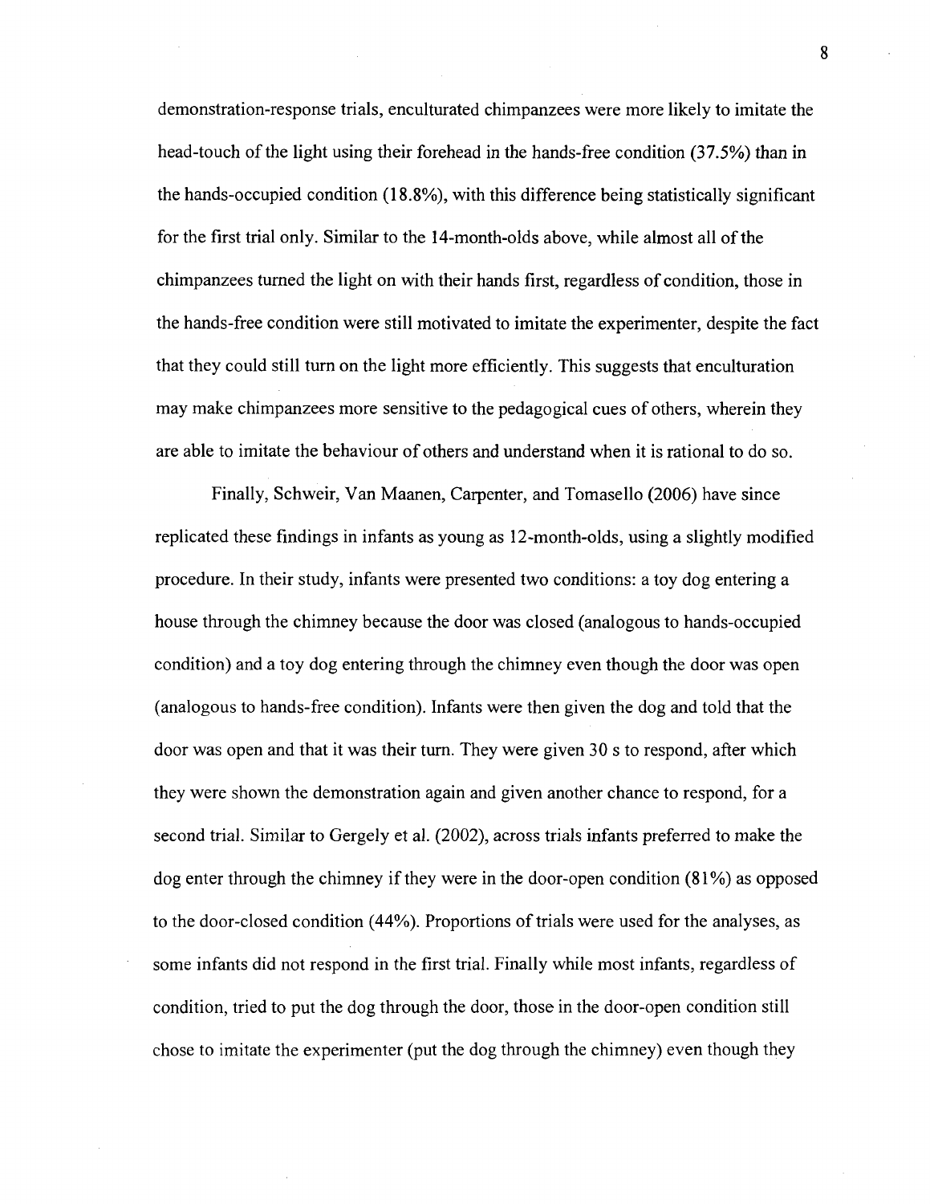demonstration-response trials, enculturated chimpanzees were more likely to imitate the head-touch of the light using their forehead in the hands-free condition (37.5%) than in the hands-occupied condition (18.8%), with this difference being statistically significant for the first trial only. Similar to the 14-month-olds above, while almost all of the chimpanzees turned the light on with their hands first, regardless of condition, those in the hands-free condition were still motivated to imitate the experimenter, despite the fact that they could still turn on the light more efficiently. This suggests that enculturation may make chimpanzees more sensitive to the pedagogical cues of others, wherein they are able to imitate the behaviour of others and understand when it is rational to do so.

Finally, Schweir, Van Maanen, Carpenter, and Tomasello (2006) have since replicated these findings in infants as young as 12-month-olds, using a slightly modified procedure. In their study, infants were presented two conditions: a toy dog entering a house through the chimney because the door was closed (analogous to hands-occupied condition) and a toy dog entering through the chimney even though the door was open (analogous to hands-free condition). Infants were then given the dog and told that the door was open and that it was their turn. They were given 30 s to respond, after which they were shown the demonstration again and given another chance to respond, for a second trial. Similar to Gergely et al. (2002), across trials infants preferred to make the dog enter through the chimney if they were in the door-open condition (81%) as opposed to the door-closed condition (44%). Proportions of trials were used for the analyses, as some infants did not respond in the first trial. Finally while most infants, regardless of condition, tried to put the dog through the door, those in the door-open condition still chose to imitate the experimenter (put the dog through the chimney) even though they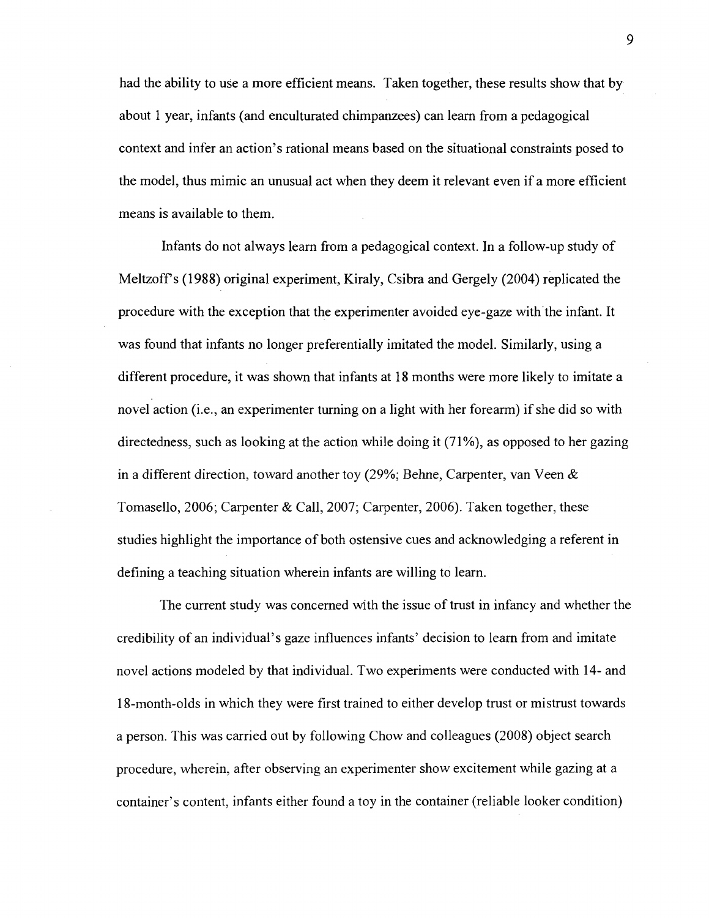had the ability to use a more efficient means. Taken together, these results show that by about 1 year, infants (and enculturated chimpanzees) can learn from a pedagogical context and infer an action's rational means based on the situational constraints posed to the model, thus mimic an unusual act when they deem it relevant even if a more efficient means is available to them.

Infants do not always learn from a pedagogical context. In a follow-up study of Meltzoff's (1988) original experiment, Kiraly, Csibra and Gergely (2004) replicated the procedure with the exception that the experimenter avoided eye-gaze with the infant. It was found that infants no longer preferentially imitated the model. Similarly, using a different procedure, it was shown that infants at 18 months were more likely to imitate a novel action (i.e., an experimenter turning on a light with her forearm) if she did so with directedness, such as looking at the action while doing it (71%), as opposed to her gazing in a different direction, toward another toy (29%; Behne, Carpenter, van Veen & Tomasello, 2006; Carpenter & Call, 2007; Carpenter, 2006). Taken together, these studies highlight the importance of both ostensive cues and acknowledging a referent in defining a teaching situation wherein infants are willing to learn.

The current study was concerned with the issue of trust in infancy and whether the credibility of an individual's gaze influences infants' decision to learn from and imitate novel actions modeled by that individual. Two experiments were conducted with 14- and 18-month-olds in which they were first trained to either develop trust or mistrust towards a person. This was carried out by following Chow and colleagues (2008) object search procedure, wherein, after observing an experimenter show excitement while gazing at a container's content, infants either found a toy in the container (reliable looker condition)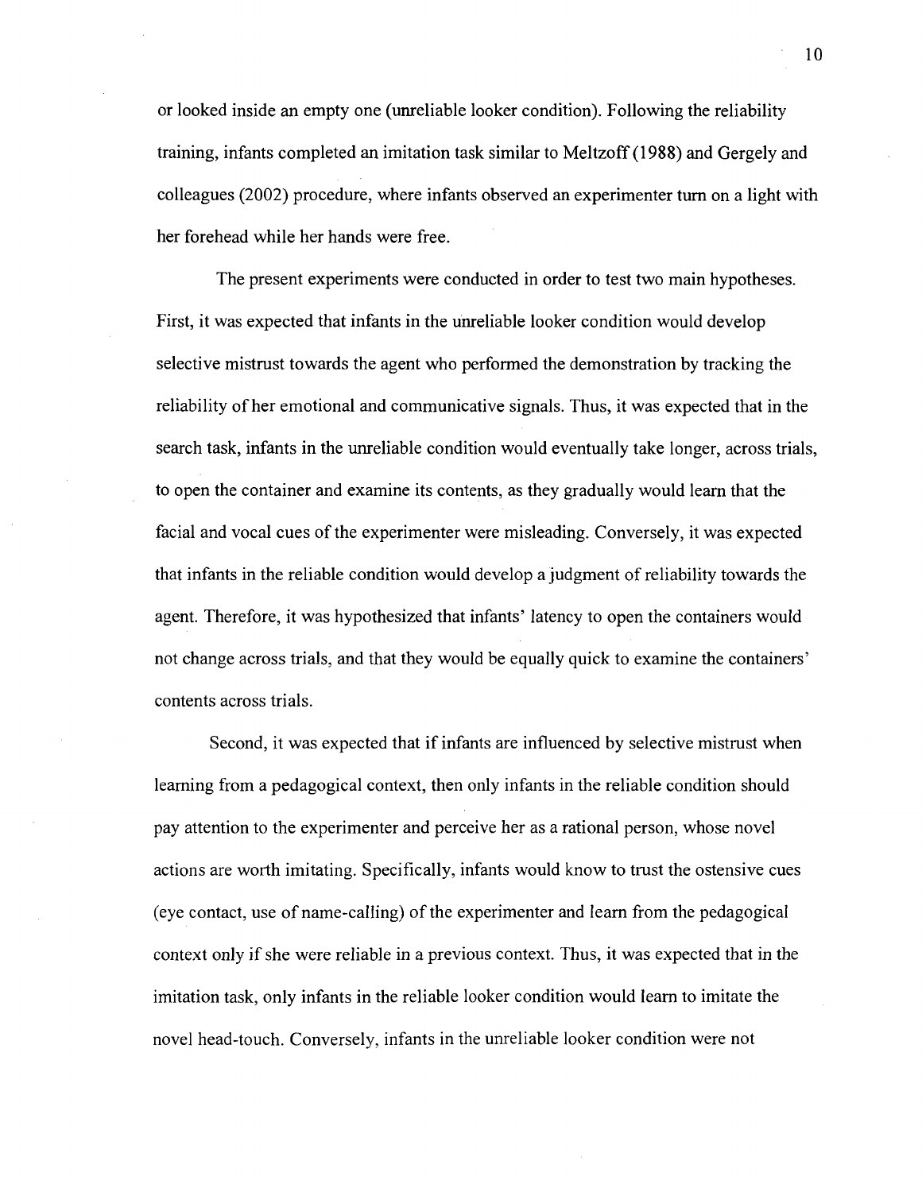or looked inside an empty one (unreliable looker condition). Following the reliability training, infants completed an imitation task similar to Meltzoff (1988) and Gergely and colleagues (2002) procedure, where infants observed an experimenter turn on a light with her forehead while her hands were free.

The present experiments were conducted in order to test two main hypotheses. First, it was expected that infants in the unreliable looker condition would develop selective mistrust towards the agent who performed the demonstration by tracking the reliability of her emotional and communicative signals. Thus, it was expected that in the search task, infants in the unreliable condition would eventually take longer, across trials, to open the container and examine its contents, as they gradually would learn that the facial and vocal cues of the experimenter were misleading. Conversely, it was expected that infants in the reliable condition would develop a judgment of reliability towards the agent. Therefore, it was hypothesized that infants' latency to open the containers would not change across trials, and that they would be equally quick to examine the containers' contents across trials.

Second, it was expected that if infants are influenced by selective mistrust when learning from a pedagogical context, then only infants in the reliable condition should pay attention to the experimenter and perceive her as a rational person, whose novel actions are worth imitating. Specifically, infants would know to trust the ostensive cues (eye contact, use of name-calling) of the experimenter and learn from the pedagogical context only if she were reliable in a previous context. Thus, it was expected that in the imitation task, only infants in the reliable looker condition would learn to imitate the novel head-touch. Conversely, infants in the unreliable looker condition were not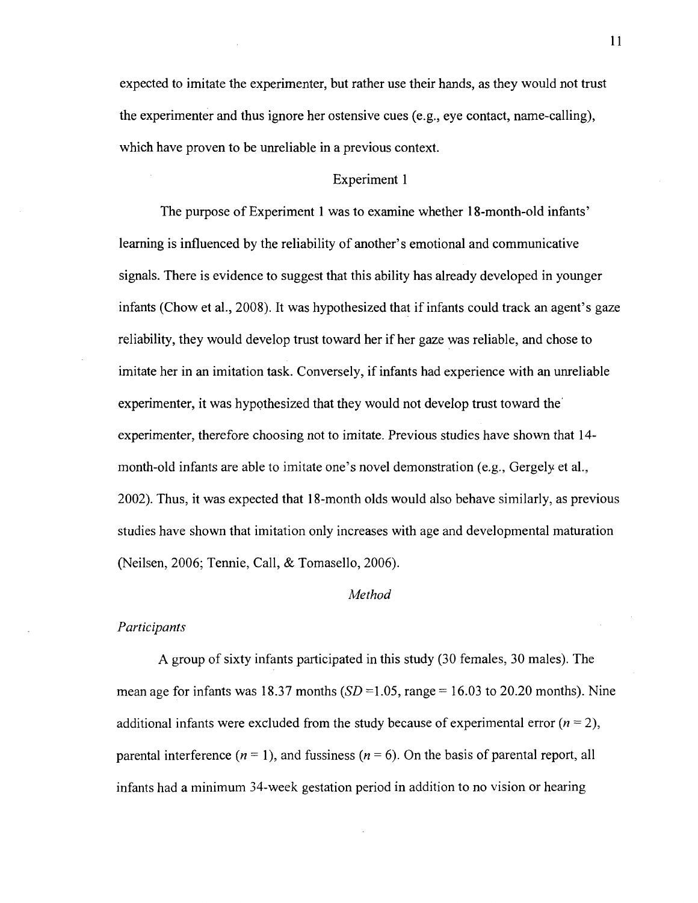expected to imitate the experimenter, but rather use their hands, as they would not trust the experimenter and thus ignore her ostensive cues (e.g., eye contact, name-calling), which have proven to be unreliable in a previous context.

## Experiment 1

The purpose of Experiment 1 was to examine whether 18-month-old infants' learning is influenced by the reliability of another's emotional and communicative signals. There is evidence to suggest that this ability has already developed in younger infants (Chow et al., 2008). It was hypothesized that if infants could track an agent's gaze reliability, they would develop trust toward her if her gaze was reliable, and chose to imitate her in an imitation task. Conversely, if infants had experience with an unreliable experimenter, it was hypothesized that they would not develop trust toward the experimenter, therefore choosing not to imitate. Previous studies have shown that 14-month-old infants are able to imitate one's novel demonstration (e.g., Gergely et al., 2002). Thus, it was expected that 18-month olds would also behave similarly, as previous studies have shown that imitation only increases with age and developmental maturation (Neilsen, 2006; Tennie, Call, & Tomasello, 2006).

### *Method*

#### *Participants*

A group of sixty infants participated in this study (30 females, 30 males). The mean age for infants was 18.37 months ($SD = 1.05$, range = 16.03 to 20.20 months). Nine additional infants were excluded from the study because of experimental error ($n = 2$), parental interference ($n = 1$), and fussiness ($n = 6$). On the basis of parental report, all infants had a minimum 34-week gestation period in addition to no vision or hearing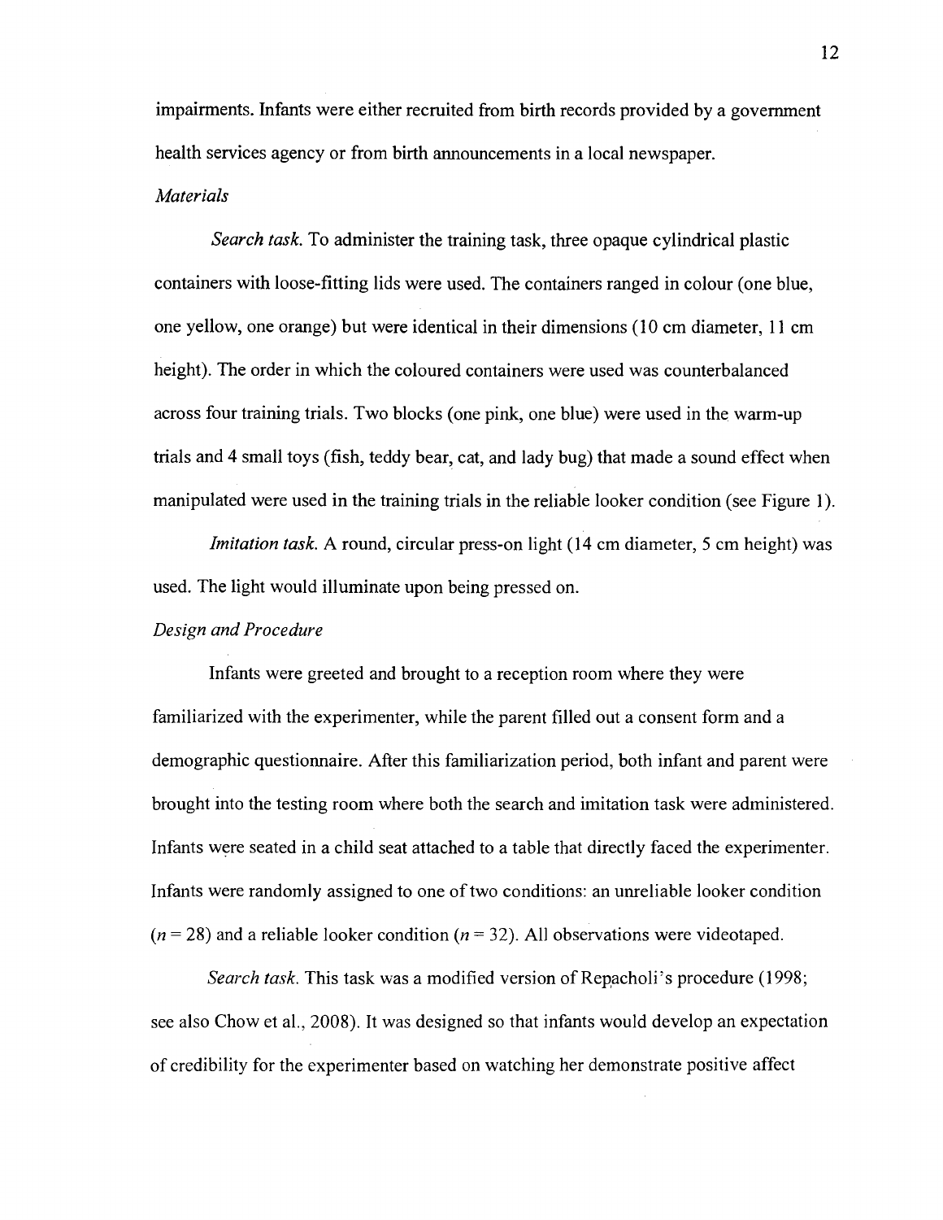impairments. Infants were either recruited from birth records provided by a government health services agency or from birth announcements in a local newspaper.

*Materials*

*Search task.* To administer the training task, three opaque cylindrical plastic containers with loose-fitting lids were used. The containers ranged in colour (one blue, one yellow, one orange) but were identical in their dimensions (10 cm diameter, 11 cm height). The order in which the coloured containers were used was counterbalanced across four training trials. Two blocks (one pink, one blue) were used in the warm-up trials and 4 small toys (fish, teddy bear, cat, and lady bug) that made a sound effect when manipulated were used in the training trials in the reliable looker condition (see Figure 1).

*Imitation task.* A round, circular press-on light (14 cm diameter, 5 cm height) was used. The light would illuminate upon being pressed on.

*Design and Procedure*

Infants were greeted and brought to a reception room where they were familiarized with the experimenter, while the parent filled out a consent form and a demographic questionnaire. After this familiarization period, both infant and parent were brought into the testing room where both the search and imitation task were administered. Infants were seated in a child seat attached to a table that directly faced the experimenter. Infants were randomly assigned to one of two conditions: an unreliable looker condition ($n = 28$) and a reliable looker condition ($n = 32$). All observations were videotaped.

*Search task.* This task was a modified version of Repacholi's procedure (1998; see also Chow et al., 2008). It was designed so that infants would develop an expectation of credibility for the experimenter based on watching her demonstrate positive affect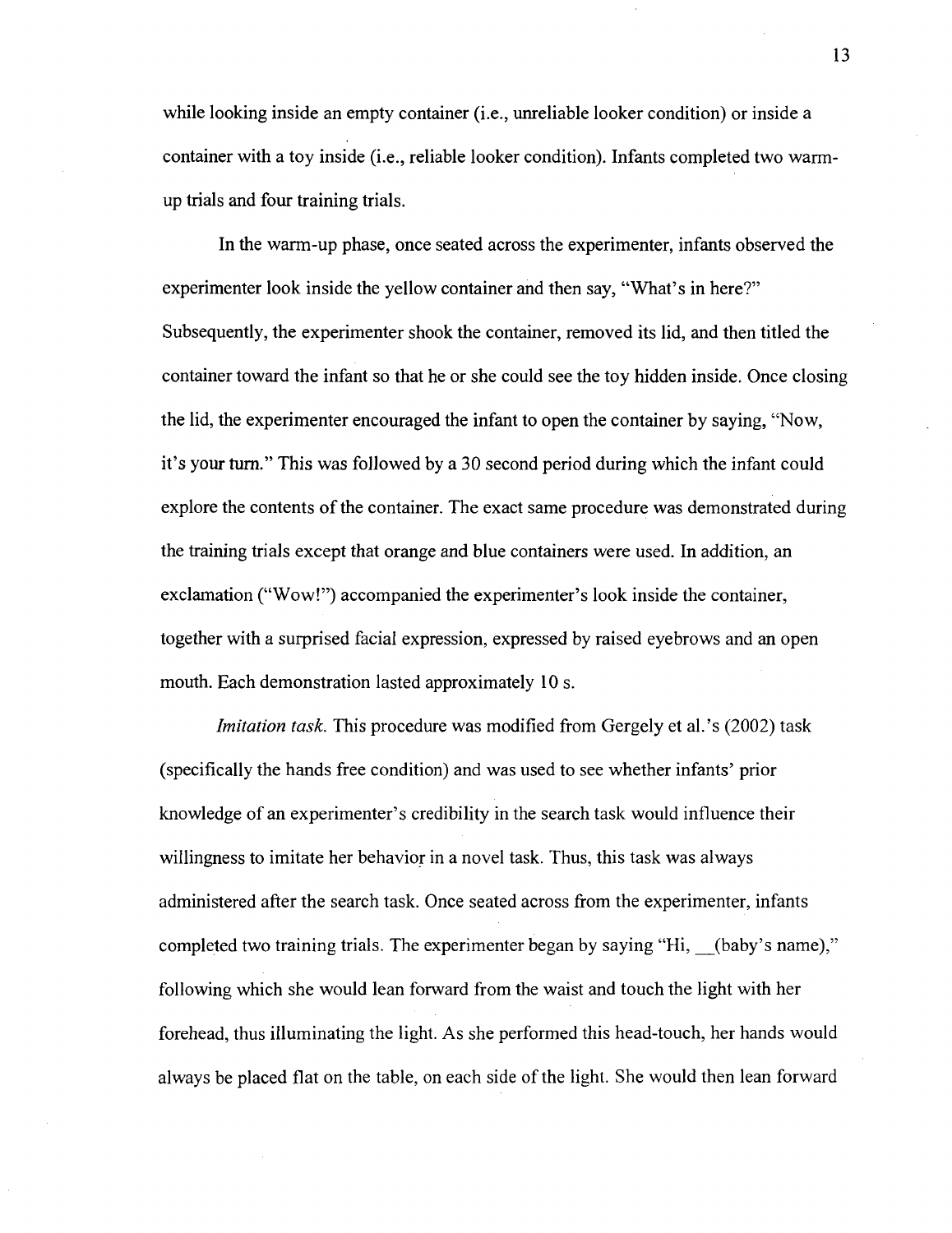while looking inside an empty container (i.e., unreliable looker condition) or inside a container with a toy inside (i.e., reliable looker condition). Infants completed two warm-up trials and four training trials.

In the warm-up phase, once seated across the experimenter, infants observed the experimenter look inside the yellow container and then say, "What's in here?" Subsequently, the experimenter shook the container, removed its lid, and then titled the container toward the infant so that he or she could see the toy hidden inside. Once closing the lid, the experimenter encouraged the infant to open the container by saying, "Now, it's your turn." This was followed by a 30 second period during which the infant could explore the contents of the container. The exact same procedure was demonstrated during the training trials except that orange and blue containers were used. In addition, an exclamation ("Wow!") accompanied the experimenter's look inside the container, together with a surprised facial expression, expressed by raised eyebrows and an open mouth. Each demonstration lasted approximately 10 s.

*Imitation task.* This procedure was modified from Gergely et al.'s (2002) task (specifically the hands free condition) and was used to see whether infants' prior knowledge of an experimenter's credibility in the search task would influence their willingness to imitate her behavior in a novel task. Thus, this task was always administered after the search task. Once seated across from the experimenter, infants completed two training trials. The experimenter began by saying "Hi, __(baby's name)," following which she would lean forward from the waist and touch the light with her forehead, thus illuminating the light. As she performed this head-touch, her hands would always be placed flat on the table, on each side of the light. She would then lean forward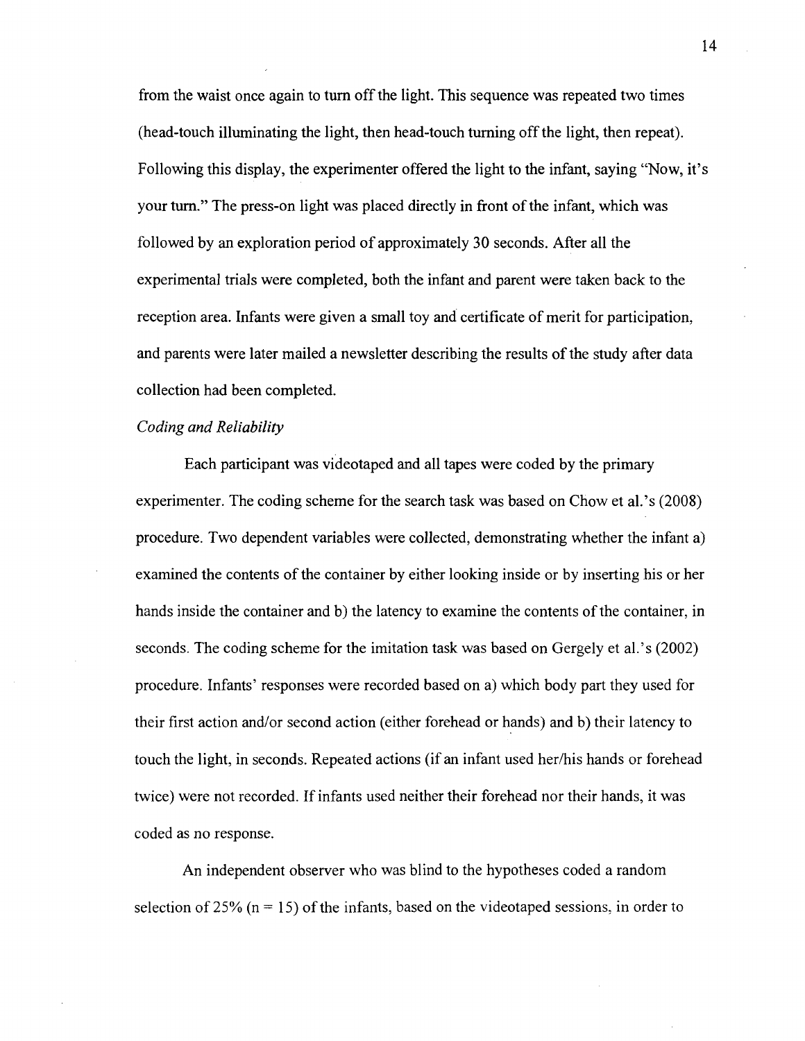from the waist once again to turn off the light. This sequence was repeated two times (head-touch illuminating the light, then head-touch turning off the light, then repeat). Following this display, the experimenter offered the light to the infant, saying "Now, it's your turn." The press-on light was placed directly in front of the infant, which was followed by an exploration period of approximately 30 seconds. After all the experimental trials were completed, both the infant and parent were taken back to the reception area. Infants were given a small toy and certificate of merit for participation, and parents were later mailed a newsletter describing the results of the study after data collection had been completed.

*Coding and Reliability*

Each participant was videotaped and all tapes were coded by the primary experimenter. The coding scheme for the search task was based on Chow et al.'s (2008) procedure. Two dependent variables were collected, demonstrating whether the infant a) examined the contents of the container by either looking inside or by inserting his or her hands inside the container and b) the latency to examine the contents of the container, in seconds. The coding scheme for the imitation task was based on Gergely et al.'s (2002) procedure. Infants' responses were recorded based on a) which body part they used for their first action and/or second action (either forehead or hands) and b) their latency to touch the light, in seconds. Repeated actions (if an infant used her/his hands or forehead twice) were not recorded. If infants used neither their forehead nor their hands, it was coded as no response.

An independent observer who was blind to the hypotheses coded a random selection of 25% ($n = 15$) of the infants, based on the videotaped sessions, in order to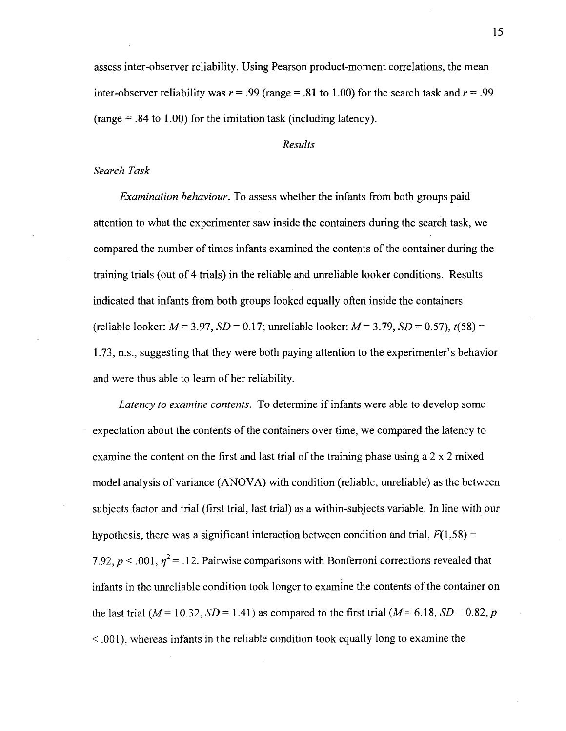assess inter-observer reliability. Using Pearson product-moment correlations, the mean inter-observer reliability was $r = .99$ (range = .81 to 1.00) for the search task and $r = .99$ (range = .84 to 1.00) for the imitation task (including latency).

## *Results*

### *Search Task*

*Examination behaviour.* To assess whether the infants from both groups paid attention to what the experimenter saw inside the containers during the search task, we compared the number of times infants examined the contents of the container during the training trials (out of 4 trials) in the reliable and unreliable looker conditions. Results indicated that infants from both groups looked equally often inside the containers (reliable looker: $M = 3.97$, $SD = 0.17$; unreliable looker: $M = 3.79$, $SD = 0.57$), $t(58) = 1.73$, n.s., suggesting that they were both paying attention to the experimenter's behavior and were thus able to learn of her reliability.

*Latency to examine contents.* To determine if infants were able to develop some expectation about the contents of the containers over time, we compared the latency to examine the content on the first and last trial of the training phase using a 2 x 2 mixed model analysis of variance (ANOVA) with condition (reliable, unreliable) as the between subjects factor and trial (first trial, last trial) as a within-subjects variable. In line with our hypothesis, there was a significant interaction between condition and trial, $F(1,58) = 7.92$, $p < .001$, $\eta^2 = .12$. Pairwise comparisons with Bonferroni corrections revealed that infants in the unreliable condition took longer to examine the contents of the container on the last trial ($M = 10.32$, $SD = 1.41$) as compared to the first trial ($M = 6.18$, $SD = 0.82$, $p < .001$), whereas infants in the reliable condition took equally long to examine the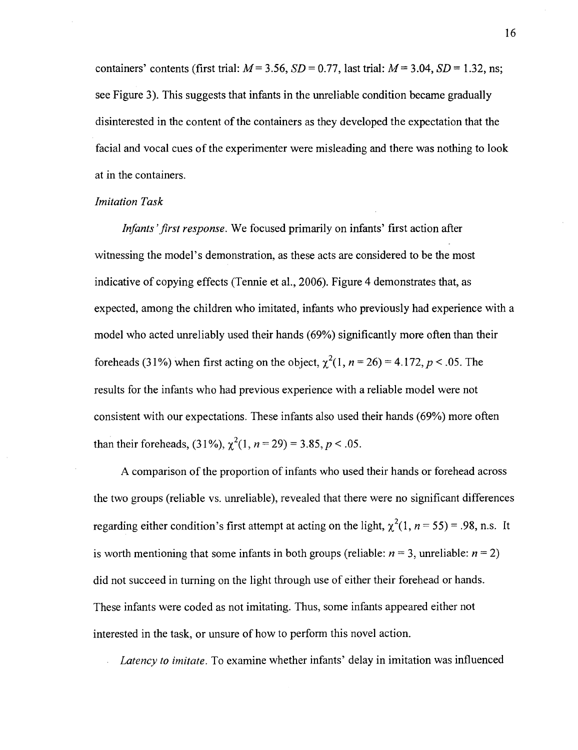containers' contents (first trial: $M = 3.56$, $SD = 0.77$, last trial: $M = 3.04$, $SD = 1.32$, ns; see Figure 3). This suggests that infants in the unreliable condition became gradually disinterested in the content of the containers as they developed the expectation that the facial and vocal cues of the experimenter were misleading and there was nothing to look at in the containers.

### *Imitation Task*

*Infants' first response.* We focused primarily on infants' first action after witnessing the model's demonstration, as these acts are considered to be the most indicative of copying effects (Tennie et al., 2006). Figure 4 demonstrates that, as expected, among the children who imitated, infants who previously had experience with a model who acted unreliably used their hands (69%) significantly more often than their foreheads (31%) when first acting on the object, $\chi^2(1, n = 26) = 4.172, p < .05$. The results for the infants who had previous experience with a reliable model were not consistent with our expectations. These infants also used their hands (69%) more often than their foreheads, (31%), $\chi^2(1, n = 29) = 3.85, p < .05$.

A comparison of the proportion of infants who used their hands or forehead across the two groups (reliable vs. unreliable), revealed that there were no significant differences regarding either condition's first attempt at acting on the light, $\chi^2(1, n = 55) = .98$, n.s. It is worth mentioning that some infants in both groups (reliable: $n = 3$, unreliable: $n = 2$) did not succeed in turning on the light through use of either their forehead or hands. These infants were coded as not imitating. Thus, some infants appeared either not interested in the task, or unsure of how to perform this novel action.

*Latency to imitate.* To examine whether infants' delay in imitation was influenced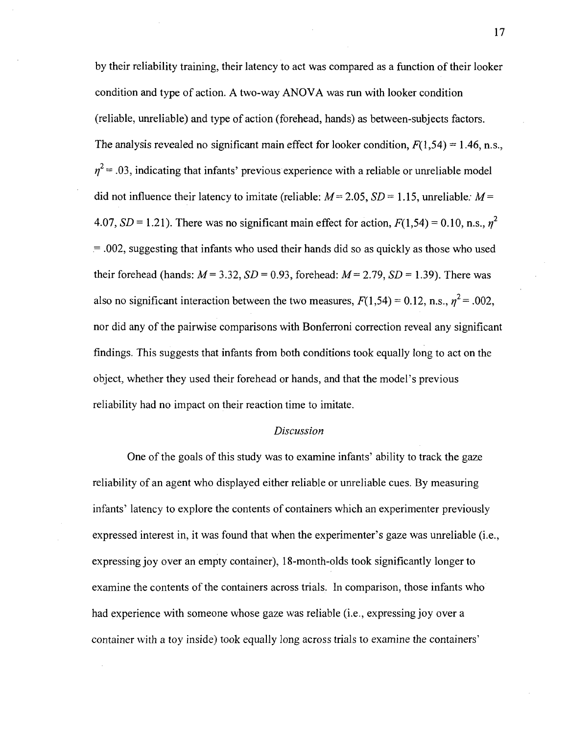by their reliability training, their latency to act was compared as a function of their looker condition and type of action. A two-way ANOVA was run with looker condition (reliable, unreliable) and type of action (forehead, hands) as between-subjects factors. The analysis revealed no significant main effect for looker condition, $F(1,54) = 1.46$, n.s., $\eta^2 = .03$, indicating that infants' previous experience with a reliable or unreliable model did not influence their latency to imitate (reliable: $M = 2.05$, $SD = 1.15$, unreliable: $M = 4.07$, $SD = 1.21$). There was no significant main effect for action, $F(1,54) = 0.10$, n.s., $\eta^2 = .002$, suggesting that infants who used their hands did so as quickly as those who used their forehead (hands: $M = 3.32$, $SD = 0.93$, forehead: $M = 2.79$, $SD = 1.39$). There was also no significant interaction between the two measures, $F(1,54) = 0.12$, n.s., $\eta^2 = .002$, nor did any of the pairwise comparisons with Bonferroni correction reveal any significant findings. This suggests that infants from both conditions took equally long to act on the object, whether they used their forehead or hands, and that the model's previous reliability had no impact on their reaction time to imitate.

## *Discussion*

One of the goals of this study was to examine infants' ability to track the gaze reliability of an agent who displayed either reliable or unreliable cues. By measuring infants' latency to explore the contents of containers which an experimenter previously expressed interest in, it was found that when the experimenter's gaze was unreliable (i.e., expressing joy over an empty container), 18-month-olds took significantly longer to examine the contents of the containers across trials. In comparison, those infants who had experience with someone whose gaze was reliable (i.e., expressing joy over a container with a toy inside) took equally long across trials to examine the containers'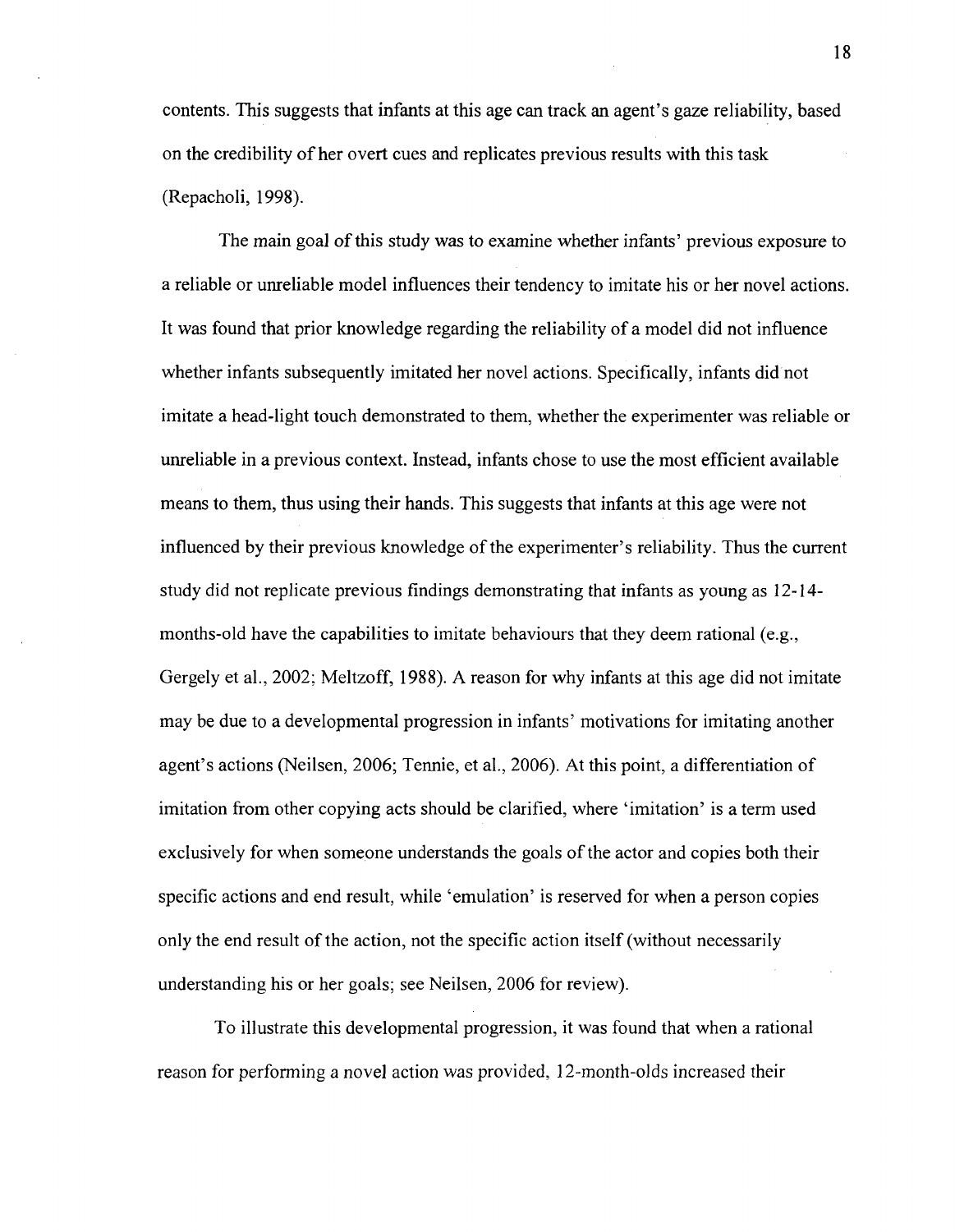contents. This suggests that infants at this age can track an agent's gaze reliability, based on the credibility of her overt cues and replicates previous results with this task (Repacholi, 1998).

The main goal of this study was to examine whether infants' previous exposure to a reliable or unreliable model influences their tendency to imitate his or her novel actions. It was found that prior knowledge regarding the reliability of a model did not influence whether infants subsequently imitated her novel actions. Specifically, infants did not imitate a head-light touch demonstrated to them, whether the experimenter was reliable or unreliable in a previous context. Instead, infants chose to use the most efficient available means to them, thus using their hands. This suggests that infants at this age were not influenced by their previous knowledge of the experimenter's reliability. Thus the current study did not replicate previous findings demonstrating that infants as young as 12-14-months-old have the capabilities to imitate behaviours that they deem rational (e.g., Gergely et al., 2002; Meltzoff, 1988). A reason for why infants at this age did not imitate may be due to a developmental progression in infants' motivations for imitating another agent's actions (Neilsen, 2006; Tennie, et al., 2006). At this point, a differentiation of imitation from other copying acts should be clarified, where 'imitation' is a term used exclusively for when someone understands the goals of the actor and copies both their specific actions and end result, while 'emulation' is reserved for when a person copies only the end result of the action, not the specific action itself (without necessarily understanding his or her goals; see Neilsen, 2006 for review).

To illustrate this developmental progression, it was found that when a rational reason for performing a novel action was provided, 12-month-olds increased their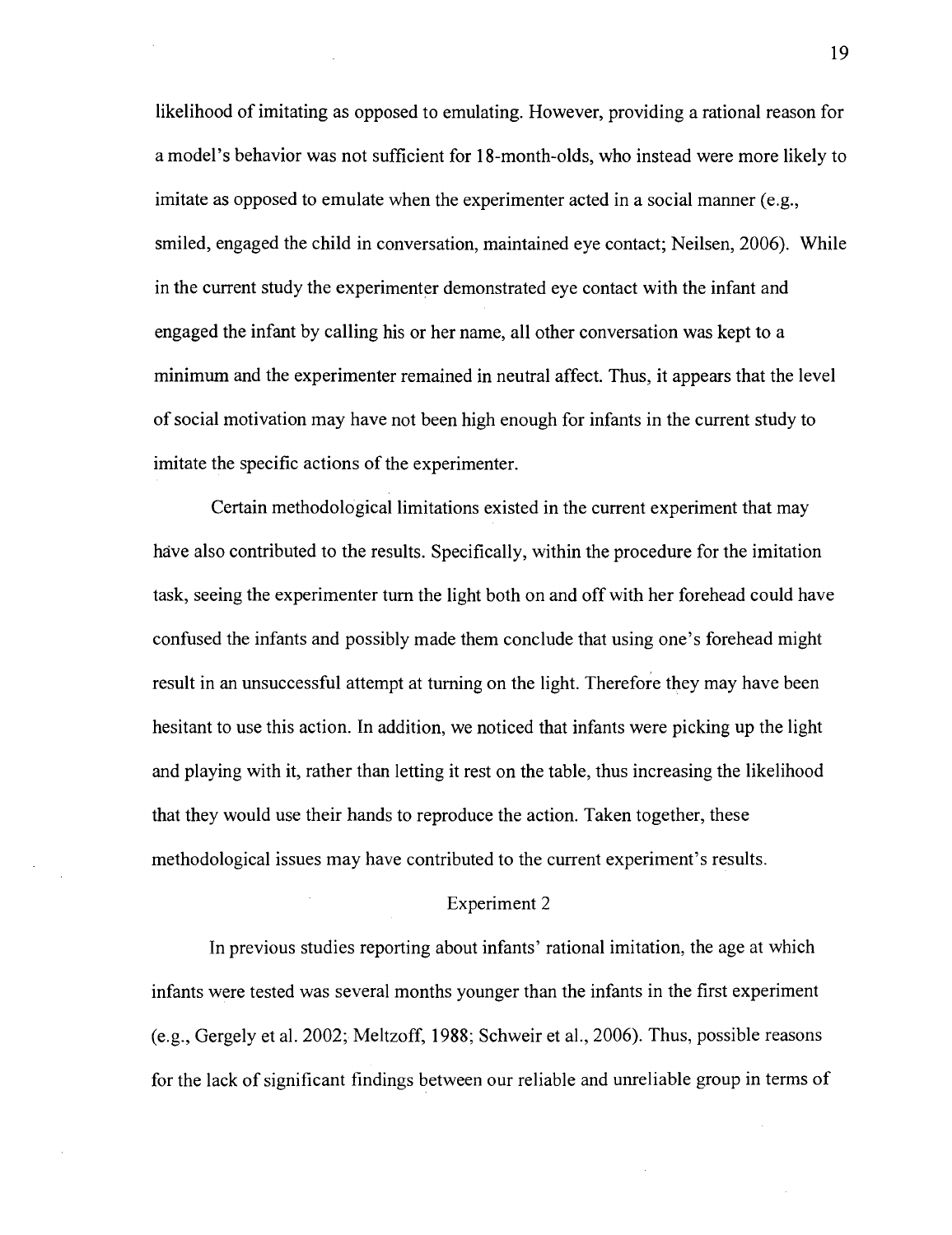likelihood of imitating as opposed to emulating. However, providing a rational reason for a model's behavior was not sufficient for 18-month-olds, who instead were more likely to imitate as opposed to emulate when the experimenter acted in a social manner (e.g., smiled, engaged the child in conversation, maintained eye contact; Neilsen, 2006). While in the current study the experimenter demonstrated eye contact with the infant and engaged the infant by calling his or her name, all other conversation was kept to a minimum and the experimenter remained in neutral affect. Thus, it appears that the level of social motivation may have not been high enough for infants in the current study to imitate the specific actions of the experimenter.

Certain methodological limitations existed in the current experiment that may have also contributed to the results. Specifically, within the procedure for the imitation task, seeing the experimenter turn the light both on and off with her forehead could have confused the infants and possibly made them conclude that using one's forehead might result in an unsuccessful attempt at turning on the light. Therefore they may have been hesitant to use this action. In addition, we noticed that infants were picking up the light and playing with it, rather than letting it rest on the table, thus increasing the likelihood that they would use their hands to reproduce the action. Taken together, these methodological issues may have contributed to the current experiment's results.

## Experiment 2

In previous studies reporting about infants' rational imitation, the age at which infants were tested was several months younger than the infants in the first experiment (e.g., Gergely et al. 2002; Meltzoff, 1988; Schweir et al., 2006). Thus, possible reasons for the lack of significant findings between our reliable and unreliable group in terms of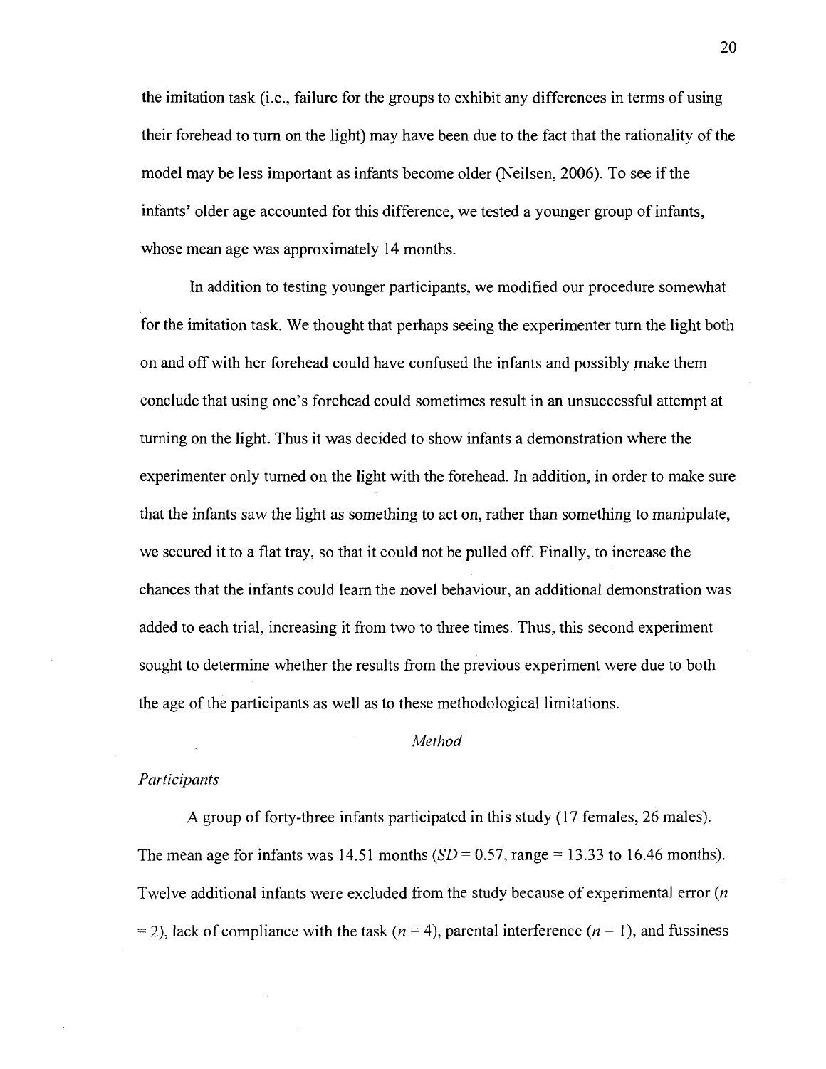the imitation task (i.e., failure for the groups to exhibit any differences in terms of using their forehead to turn on the light) may have been due to the fact that the rationality of the model may be less important as infants become older (Neilsen, 2006). To see if the infants' older age accounted for this difference, we tested a younger group of infants, whose mean age was approximately 14 months.

In addition to testing younger participants, we modified our procedure somewhat for the imitation task. We thought that perhaps seeing the experimenter turn the light both on and off with her forehead could have confused the infants and possibly make them conclude that using one's forehead could sometimes result in an unsuccessful attempt at turning on the light. Thus it was decided to show infants a demonstration where the experimenter only turned on the light with the forehead. In addition, in order to make sure that the infants saw the light as something to act on, rather than something to manipulate, we secured it to a flat tray, so that it could not be pulled off. Finally, to increase the chances that the infants could learn the novel behaviour, an additional demonstration was added to each trial, increasing it from two to three times. Thus, this second experiment sought to determine whether the results from the previous experiment were due to both the age of the participants as well as to these methodological limitations.

## *Method*

### *Participants*

A group of forty-three infants participated in this study (17 females, 26 males). The mean age for infants was 14.51 months ($SD = 0.57$, range = 13.33 to 16.46 months). Twelve additional infants were excluded from the study because of experimental error ($n = 2$), lack of compliance with the task ($n = 4$), parental interference ($n = 1$), and fussiness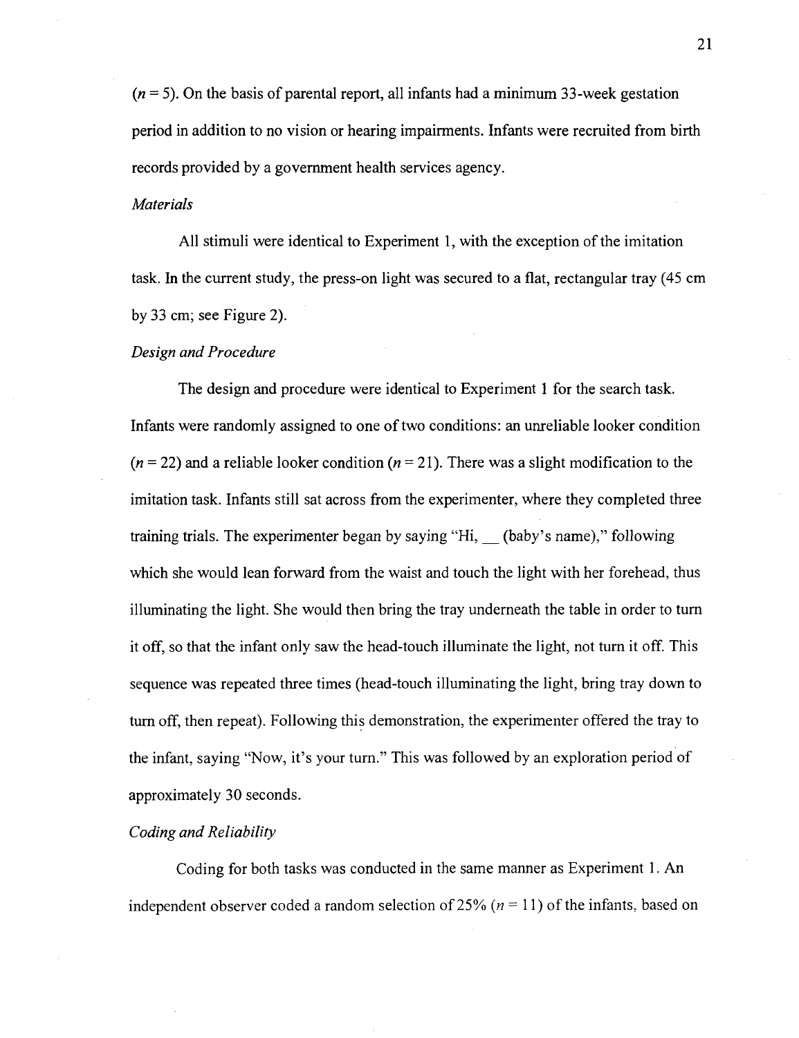($n = 5$). On the basis of parental report, all infants had a minimum 33-week gestation period in addition to no vision or hearing impairments. Infants were recruited from birth records provided by a government health services agency.

*Materials*

All stimuli were identical to Experiment 1, with the exception of the imitation task. In the current study, the press-on light was secured to a flat, rectangular tray (45 cm by 33 cm; see Figure 2).

*Design and Procedure*

The design and procedure were identical to Experiment 1 for the search task. Infants were randomly assigned to one of two conditions: an unreliable looker condition ($n = 22$) and a reliable looker condition ($n = 21$). There was a slight modification to the imitation task. Infants still sat across from the experimenter, where they completed three training trials. The experimenter began by saying "Hi, __ (baby's name)," following which she would lean forward from the waist and touch the light with her forehead, thus illuminating the light. She would then bring the tray underneath the table in order to turn it off, so that the infant only saw the head-touch illuminate the light, not turn it off. This sequence was repeated three times (head-touch illuminating the light, bring tray down to turn off, then repeat). Following this demonstration, the experimenter offered the tray to the infant, saying "Now, it's your turn." This was followed by an exploration period of approximately 30 seconds.

*Coding and Reliability*

Coding for both tasks was conducted in the same manner as Experiment 1. An independent observer coded a random selection of 25% ($n = 11$) of the infants, based on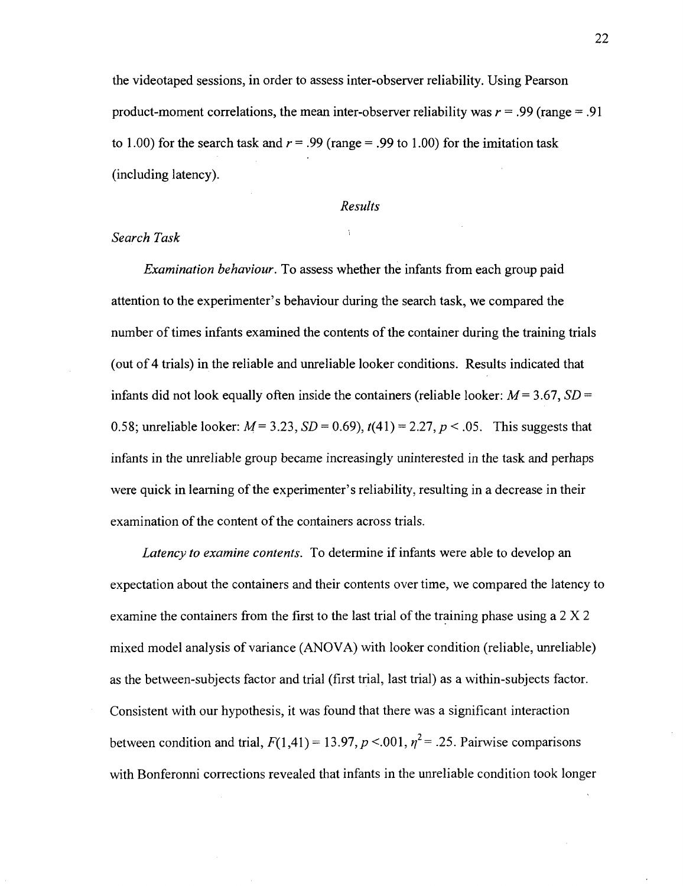the videotaped sessions, in order to assess inter-observer reliability. Using Pearson product-moment correlations, the mean inter-observer reliability was $r = .99$ (range = .91 to 1.00) for the search task and $r = .99$ (range = .99 to 1.00) for the imitation task (including latency).

## *Results*

### *Search Task*

*Examination behaviour.* To assess whether the infants from each group paid attention to the experimenter's behaviour during the search task, we compared the number of times infants examined the contents of the container during the training trials (out of 4 trials) in the reliable and unreliable looker conditions. Results indicated that infants did not look equally often inside the containers (reliable looker: $M = 3.67$, $SD = 0.58$; unreliable looker: $M = 3.23$, $SD = 0.69$), $t(41) = 2.27$, $p < .05$. This suggests that infants in the unreliable group became increasingly uninterested in the task and perhaps were quick in learning of the experimenter's reliability, resulting in a decrease in their examination of the content of the containers across trials.

*Latency to examine contents.* To determine if infants were able to develop an expectation about the containers and their contents over time, we compared the latency to examine the containers from the first to the last trial of the training phase using a 2 X 2 mixed model analysis of variance (ANOVA) with looker condition (reliable, unreliable) as the between-subjects factor and trial (first trial, last trial) as a within-subjects factor. Consistent with our hypothesis, it was found that there was a significant interaction between condition and trial, $F(1,41) = 13.97$, $p < .001$, $\eta^2 = .25$. Pairwise comparisons with Bonferonni corrections revealed that infants in the unreliable condition took longer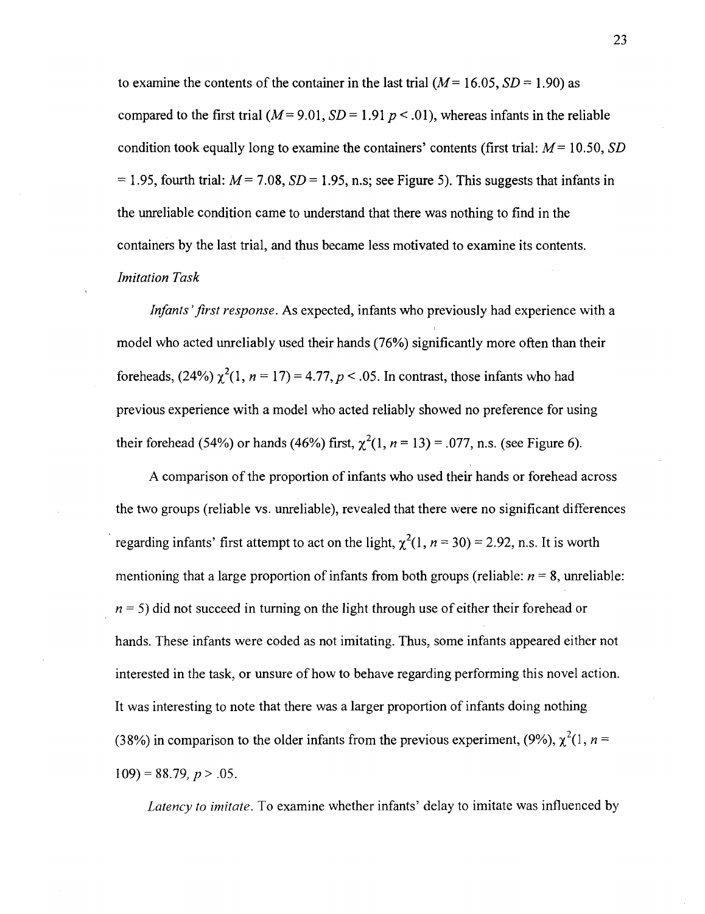to examine the contents of the container in the last trial ($M = 16.05$, $SD = 1.90$) as compared to the first trial ($M = 9.01$, $SD = 1.91$ $p < .01$), whereas infants in the reliable condition took equally long to examine the containers' contents (first trial: $M = 10.50$, $SD = 1.95$, fourth trial: $M = 7.08$, $SD = 1.95$, n.s; see Figure 5). This suggests that infants in the unreliable condition came to understand that there was nothing to find in the containers by the last trial, and thus became less motivated to examine its contents.

*Imitation Task*

*Infants' first response*. As expected, infants who previously had experience with a model who acted unreliably used their hands (76%) significantly more often than their foreheads, (24%) $\chi^2(1, n = 17) = 4.77, p < .05$. In contrast, those infants who had previous experience with a model who acted reliably showed no preference for using their forehead (54%) or hands (46%) first, $\chi^2(1, n = 13) = .077$, n.s. (see Figure 6).

A comparison of the proportion of infants who used their hands or forehead across the two groups (reliable vs. unreliable), revealed that there were no significant differences regarding infants' first attempt to act on the light, $\chi^2(1, n = 30) = 2.92$, n.s. It is worth mentioning that a large proportion of infants from both groups (reliable: $n = 8$, unreliable: $n = 5$) did not succeed in turning on the light through use of either their forehead or hands. These infants were coded as not imitating. Thus, some infants appeared either not interested in the task, or unsure of how to behave regarding performing this novel action. It was interesting to note that there was a larger proportion of infants doing nothing (38%) in comparison to the older infants from the previous experiment, (9%), $\chi^2(1, n = 109) = 88.79, p > .05$.

*Latency to imitate*. To examine whether infants' delay to imitate was influenced by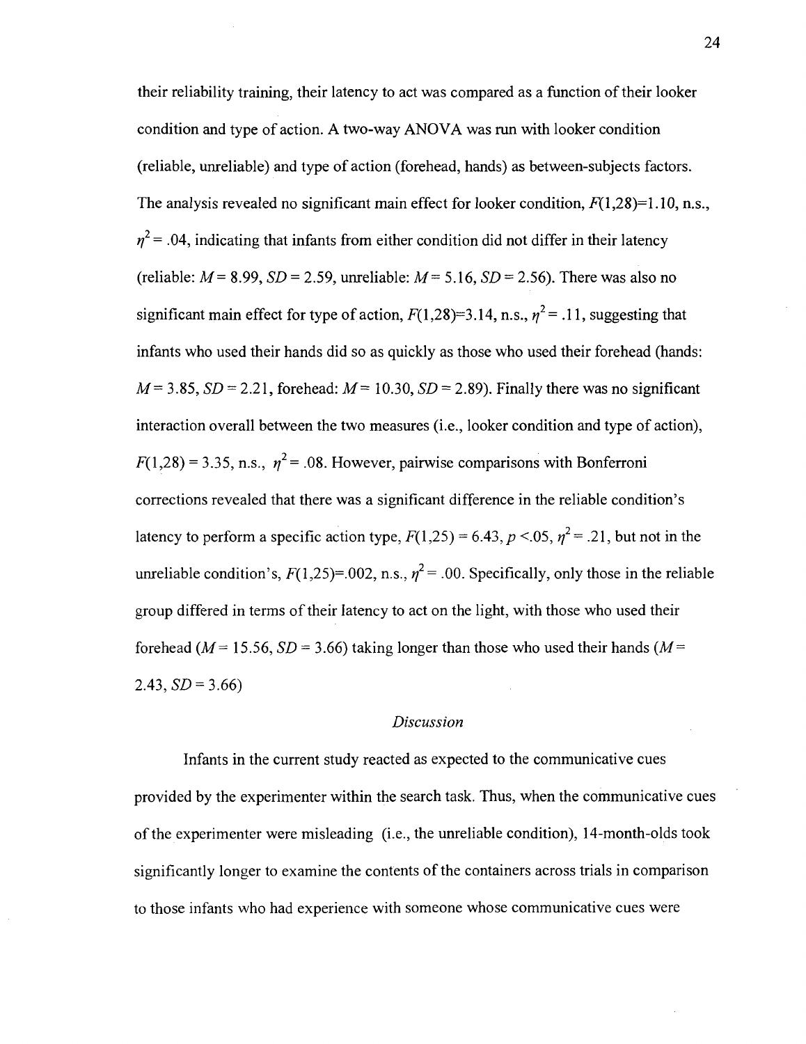their reliability training, their latency to act was compared as a function of their looker condition and type of action. A two-way ANOVA was run with looker condition (reliable, unreliable) and type of action (forehead, hands) as between-subjects factors. The analysis revealed no significant main effect for looker condition, $F(1,28)=1.10$, n.s., $\eta^2 = .04$, indicating that infants from either condition did not differ in their latency (reliable: $M = 8.99$, $SD = 2.59$, unreliable: $M = 5.16$, $SD = 2.56$). There was also no significant main effect for type of action, $F(1,28)=3.14$, n.s., $\eta^2 = .11$, suggesting that infants who used their hands did so as quickly as those who used their forehead (hands: $M = 3.85$, $SD = 2.21$, forehead: $M = 10.30$, $SD = 2.89$). Finally there was no significant interaction overall between the two measures (i.e., looker condition and type of action), $F(1,28) = 3.35$, n.s., $\eta^2 = .08$. However, pairwise comparisons with Bonferroni corrections revealed that there was a significant difference in the reliable condition's latency to perform a specific action type, $F(1,25) = 6.43$, $p < .05$, $\eta^2 = .21$, but not in the unreliable condition's, $F(1,25)=.002$, n.s., $\eta^2 = .00$. Specifically, only those in the reliable group differed in terms of their latency to act on the light, with those who used their forehead ($M = 15.56$, $SD = 3.66$) taking longer than those who used their hands ($M = 2.43$, $SD = 3.66$)

*Discussion*

Infants in the current study reacted as expected to the communicative cues provided by the experimenter within the search task. Thus, when the communicative cues of the experimenter were misleading (i.e., the unreliable condition), 14-month-olds took significantly longer to examine the contents of the containers across trials in comparison to those infants who had experience with someone whose communicative cues were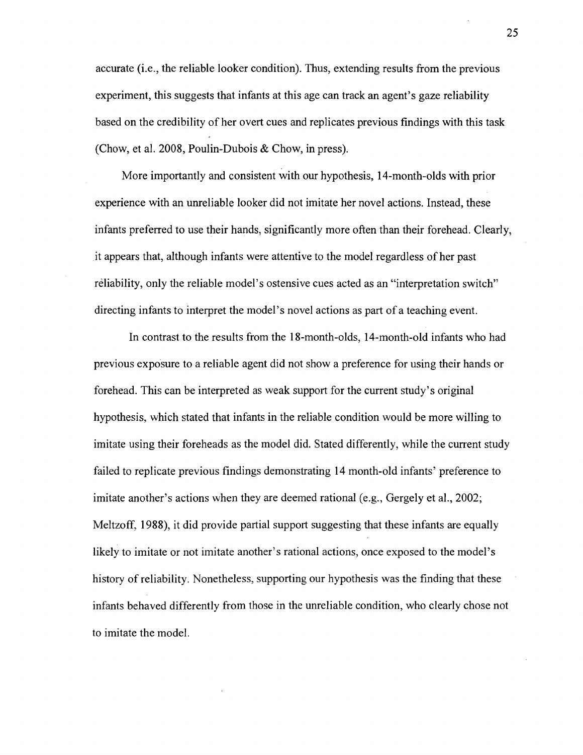accurate (i.e., the reliable looker condition). Thus, extending results from the previous experiment, this suggests that infants at this age can track an agent's gaze reliability based on the credibility of her overt cues and replicates previous findings with this task (Chow, et al. 2008, Poulin-Dubois & Chow, in press).

More importantly and consistent with our hypothesis, 14-month-olds with prior experience with an unreliable looker did not imitate her novel actions. Instead, these infants preferred to use their hands, significantly more often than their forehead. Clearly, it appears that, although infants were attentive to the model regardless of her past reliability, only the reliable model's ostensive cues acted as an "interpretation switch" directing infants to interpret the model's novel actions as part of a teaching event.

In contrast to the results from the 18-month-olds, 14-month-old infants who had previous exposure to a reliable agent did not show a preference for using their hands or forehead. This can be interpreted as weak support for the current study's original hypothesis, which stated that infants in the reliable condition would be more willing to imitate using their foreheads as the model did. Stated differently, while the current study failed to replicate previous findings demonstrating 14 month-old infants' preference to imitate another's actions when they are deemed rational (e.g., Gergely et al., 2002; Meltzoff, 1988), it did provide partial support suggesting that these infants are equally likely to imitate or not imitate another's rational actions, once exposed to the model's history of reliability. Nonetheless, supporting our hypothesis was the finding that these infants behaved differently from those in the unreliable condition, who clearly chose not to imitate the model.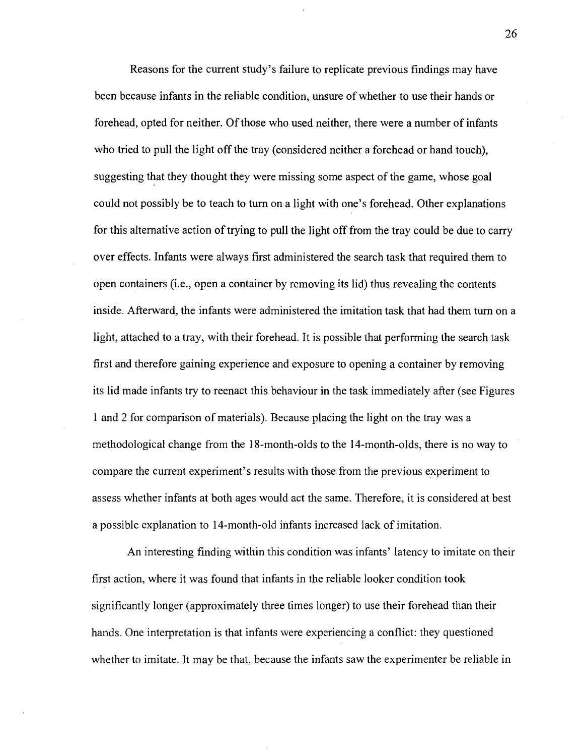Reasons for the current study's failure to replicate previous findings may have been because infants in the reliable condition, unsure of whether to use their hands or forehead, opted for neither. Of those who used neither, there were a number of infants who tried to pull the light off the tray (considered neither a forehead or hand touch), suggesting that they thought they were missing some aspect of the game, whose goal could not possibly be to teach to turn on a light with one's forehead. Other explanations for this alternative action of trying to pull the light off from the tray could be due to carry over effects. Infants were always first administered the search task that required them to open containers (i.e., open a container by removing its lid) thus revealing the contents inside. Afterward, the infants were administered the imitation task that had them turn on a light, attached to a tray, with their forehead. It is possible that performing the search task first and therefore gaining experience and exposure to opening a container by removing its lid made infants try to reenact this behaviour in the task immediately after (see Figures 1 and 2 for comparison of materials). Because placing the light on the tray was a methodological change from the 18-month-olds to the 14-month-olds, there is no way to compare the current experiment's results with those from the previous experiment to assess whether infants at both ages would act the same. Therefore, it is considered at best a possible explanation to 14-month-old infants increased lack of imitation.

An interesting finding within this condition was infants' latency to imitate on their first action, where it was found that infants in the reliable looker condition took significantly longer (approximately three times longer) to use their forehead than their hands. One interpretation is that infants were experiencing a conflict: they questioned whether to imitate. It may be that, because the infants saw the experimenter be reliable in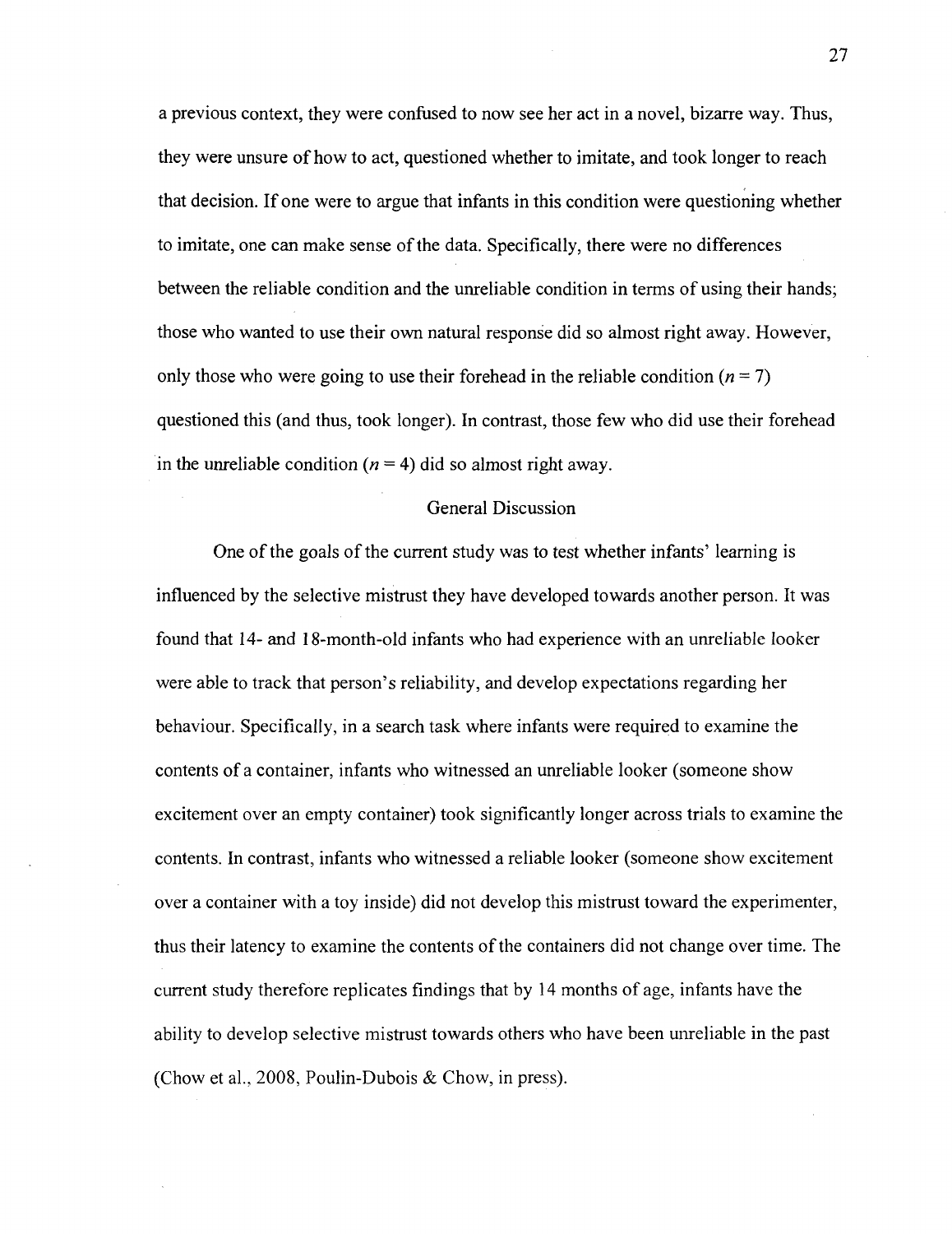a previous context, they were confused to now see her act in a novel, bizarre way. Thus, they were unsure of how to act, questioned whether to imitate, and took longer to reach that decision. If one were to argue that infants in this condition were questioning whether to imitate, one can make sense of the data. Specifically, there were no differences between the reliable condition and the unreliable condition in terms of using their hands; those who wanted to use their own natural response did so almost right away. However, only those who were going to use their forehead in the reliable condition ($n = 7$) questioned this (and thus, took longer). In contrast, those few who did use their forehead in the unreliable condition ($n = 4$) did so almost right away.

## General Discussion

One of the goals of the current study was to test whether infants' learning is influenced by the selective mistrust they have developed towards another person. It was found that 14- and 18-month-old infants who had experience with an unreliable looker were able to track that person's reliability, and develop expectations regarding her behaviour. Specifically, in a search task where infants were required to examine the contents of a container, infants who witnessed an unreliable looker (someone show excitement over an empty container) took significantly longer across trials to examine the contents. In contrast, infants who witnessed a reliable looker (someone show excitement over a container with a toy inside) did not develop this mistrust toward the experimenter, thus their latency to examine the contents of the containers did not change over time. The current study therefore replicates findings that by 14 months of age, infants have the ability to develop selective mistrust towards others who have been unreliable in the past (Chow et al., 2008, Poulin-Dubois & Chow, in press).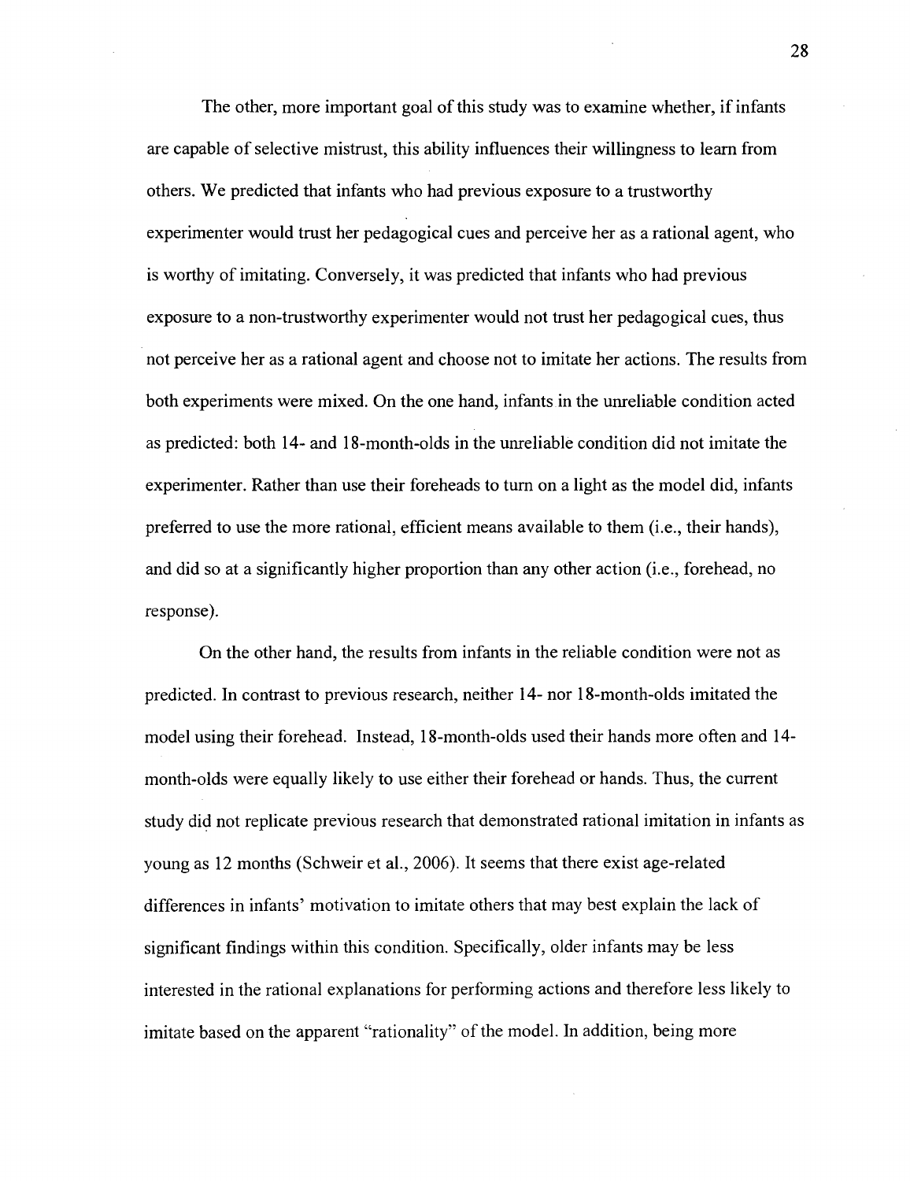The other, more important goal of this study was to examine whether, if infants are capable of selective mistrust, this ability influences their willingness to learn from others. We predicted that infants who had previous exposure to a trustworthy experimenter would trust her pedagogical cues and perceive her as a rational agent, who is worthy of imitating. Conversely, it was predicted that infants who had previous exposure to a non-trustworthy experimenter would not trust her pedagogical cues, thus not perceive her as a rational agent and choose not to imitate her actions. The results from both experiments were mixed. On the one hand, infants in the unreliable condition acted as predicted: both 14- and 18-month-olds in the unreliable condition did not imitate the experimenter. Rather than use their foreheads to turn on a light as the model did, infants preferred to use the more rational, efficient means available to them (i.e., their hands), and did so at a significantly higher proportion than any other action (i.e., forehead, no response).

On the other hand, the results from infants in the reliable condition were not as predicted. In contrast to previous research, neither 14- nor 18-month-olds imitated the model using their forehead. Instead, 18-month-olds used their hands more often and 14-month-olds were equally likely to use either their forehead or hands. Thus, the current study did not replicate previous research that demonstrated rational imitation in infants as young as 12 months (Schweir et al., 2006). It seems that there exist age-related differences in infants' motivation to imitate others that may best explain the lack of significant findings within this condition. Specifically, older infants may be less interested in the rational explanations for performing actions and therefore less likely to imitate based on the apparent "rationality" of the model. In addition, being more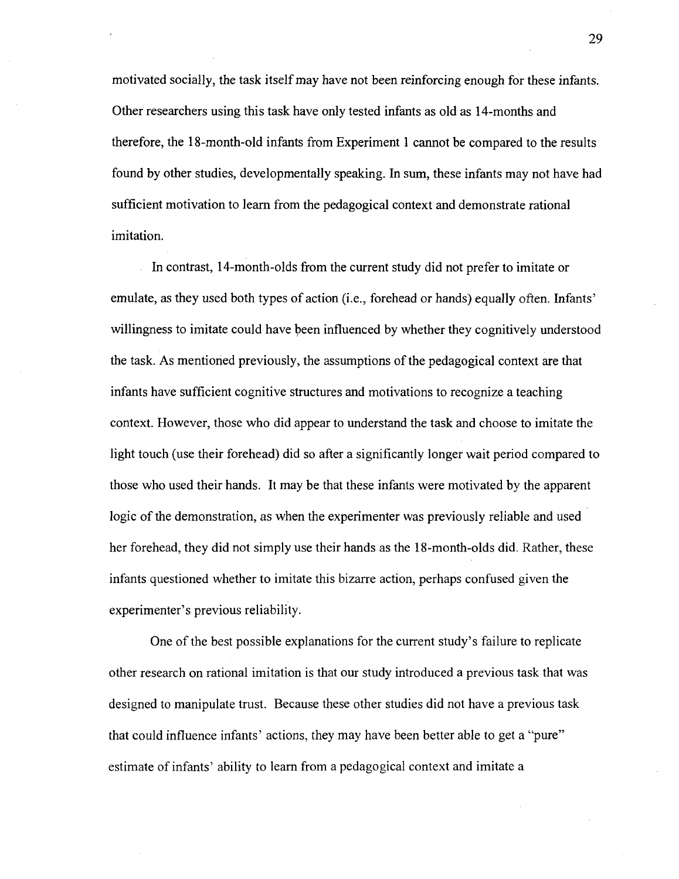motivated socially, the task itself may have not been reinforcing enough for these infants. Other researchers using this task have only tested infants as old as 14-months and therefore, the 18-month-old infants from Experiment 1 cannot be compared to the results found by other studies, developmentally speaking. In sum, these infants may not have had sufficient motivation to learn from the pedagogical context and demonstrate rational imitation.

In contrast, 14-month-olds from the current study did not prefer to imitate or emulate, as they used both types of action (i.e., forehead or hands) equally often. Infants' willingness to imitate could have been influenced by whether they cognitively understood the task. As mentioned previously, the assumptions of the pedagogical context are that infants have sufficient cognitive structures and motivations to recognize a teaching context. However, those who did appear to understand the task and choose to imitate the light touch (use their forehead) did so after a significantly longer wait period compared to those who used their hands. It may be that these infants were motivated by the apparent logic of the demonstration, as when the experimenter was previously reliable and used her forehead, they did not simply use their hands as the 18-month-olds did. Rather, these infants questioned whether to imitate this bizarre action, perhaps confused given the experimenter's previous reliability.

One of the best possible explanations for the current study's failure to replicate other research on rational imitation is that our study introduced a previous task that was designed to manipulate trust. Because these other studies did not have a previous task that could influence infants' actions, they may have been better able to get a "pure" estimate of infants' ability to learn from a pedagogical context and imitate a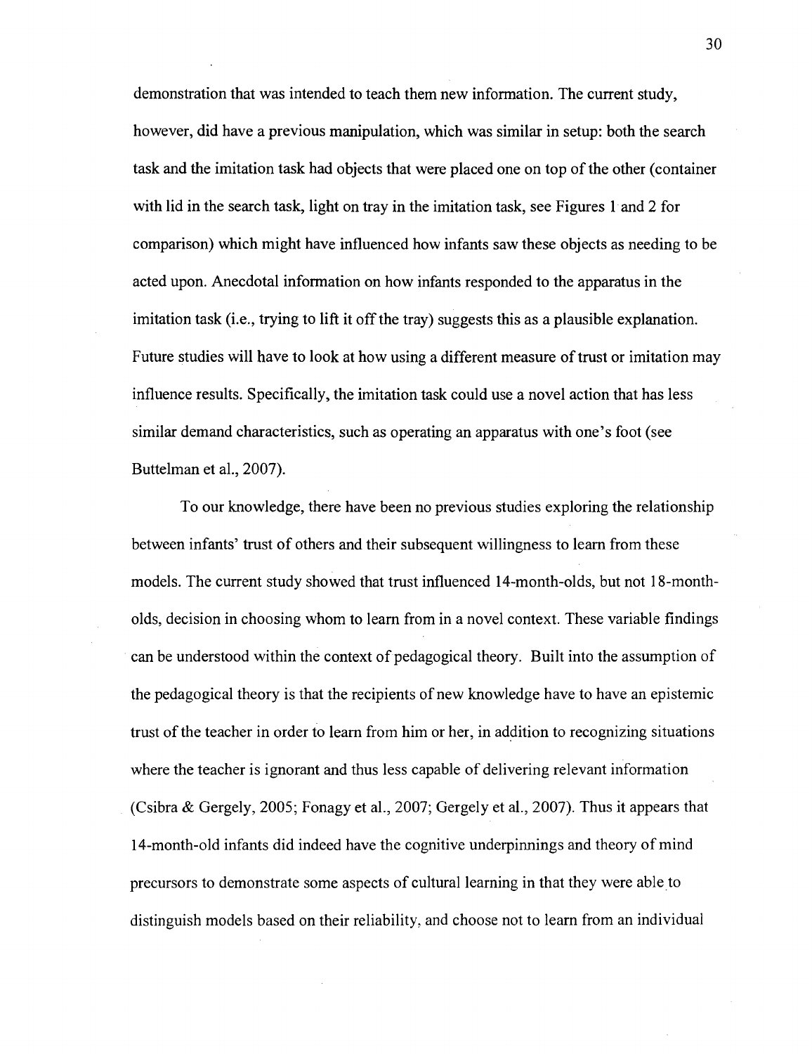demonstration that was intended to teach them new information. The current study, however, did have a previous manipulation, which was similar in setup: both the search task and the imitation task had objects that were placed one on top of the other (container with lid in the search task, light on tray in the imitation task, see Figures 1 and 2 for comparison) which might have influenced how infants saw these objects as needing to be acted upon. Anecdotal information on how infants responded to the apparatus in the imitation task (i.e., trying to lift it off the tray) suggests this as a plausible explanation. Future studies will have to look at how using a different measure of trust or imitation may influence results. Specifically, the imitation task could use a novel action that has less similar demand characteristics, such as operating an apparatus with one's foot (see Buttelman et al., 2007).

To our knowledge, there have been no previous studies exploring the relationship between infants' trust of others and their subsequent willingness to learn from these models. The current study showed that trust influenced 14-month-olds, but not 18-month-olds, decision in choosing whom to learn from in a novel context. These variable findings can be understood within the context of pedagogical theory. Built into the assumption of the pedagogical theory is that the recipients of new knowledge have to have an epistemic trust of the teacher in order to learn from him or her, in addition to recognizing situations where the teacher is ignorant and thus less capable of delivering relevant information (Csibra & Gergely, 2005; Fonagy et al., 2007; Gergely et al., 2007). Thus it appears that 14-month-old infants did indeed have the cognitive underpinnings and theory of mind precursors to demonstrate some aspects of cultural learning in that they were able to distinguish models based on their reliability, and choose not to learn from an individual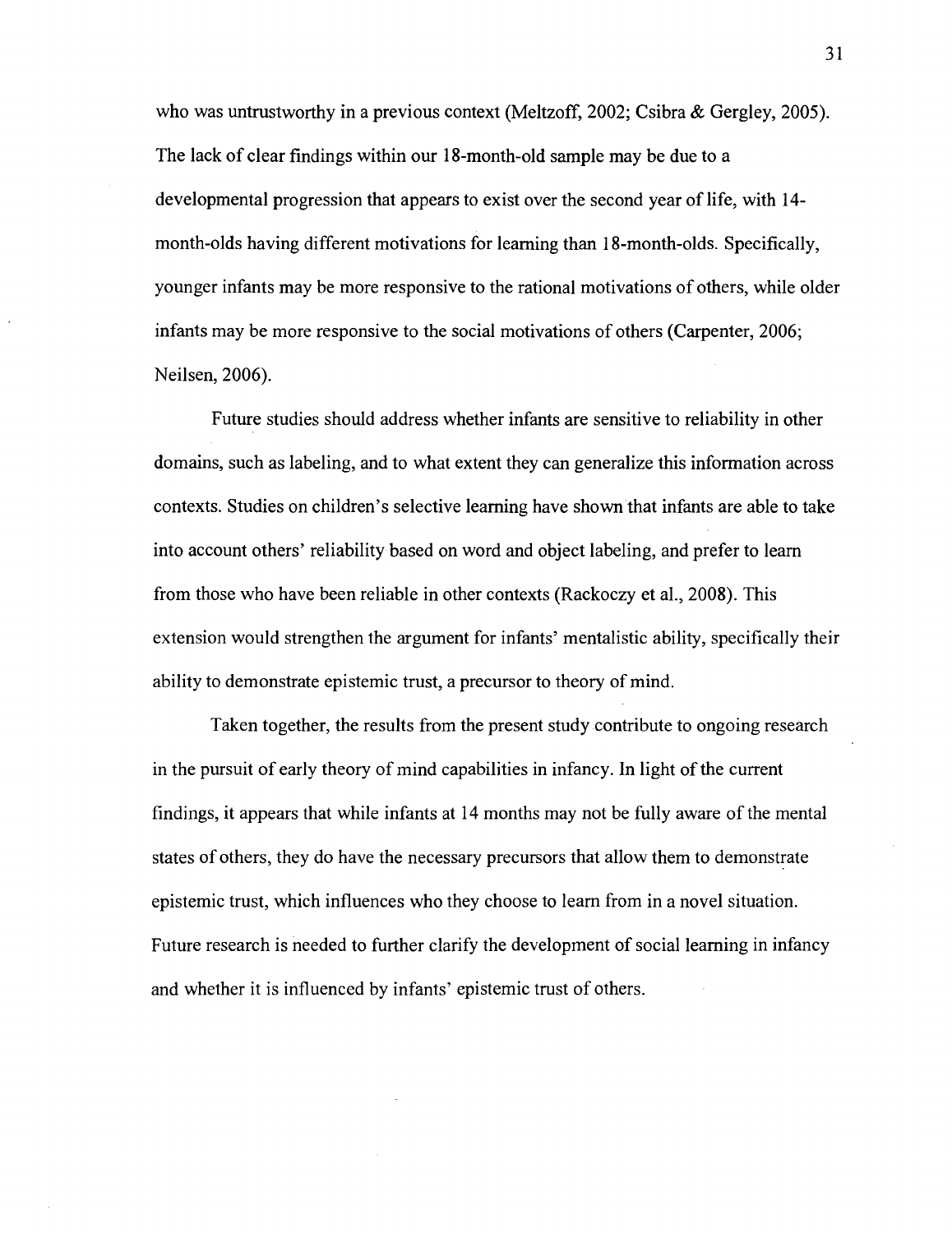who was untrustworthy in a previous context (Meltzoff, 2002; Csibra & Gergley, 2005). The lack of clear findings within our 18-month-old sample may be due to a developmental progression that appears to exist over the second year of life, with 14-month-olds having different motivations for learning than 18-month-olds. Specifically, younger infants may be more responsive to the rational motivations of others, while older infants may be more responsive to the social motivations of others (Carpenter, 2006; Neilsen, 2006).

Future studies should address whether infants are sensitive to reliability in other domains, such as labeling, and to what extent they can generalize this information across contexts. Studies on children's selective learning have shown that infants are able to take into account others' reliability based on word and object labeling, and prefer to learn from those who have been reliable in other contexts (Rackoczy et al., 2008). This extension would strengthen the argument for infants' mentalistic ability, specifically their ability to demonstrate epistemic trust, a precursor to theory of mind.

Taken together, the results from the present study contribute to ongoing research in the pursuit of early theory of mind capabilities in infancy. In light of the current findings, it appears that while infants at 14 months may not be fully aware of the mental states of others, they do have the necessary precursors that allow them to demonstrate epistemic trust, which influences who they choose to learn from in a novel situation. Future research is needed to further clarify the development of social learning in infancy and whether it is influenced by infants' epistemic trust of others.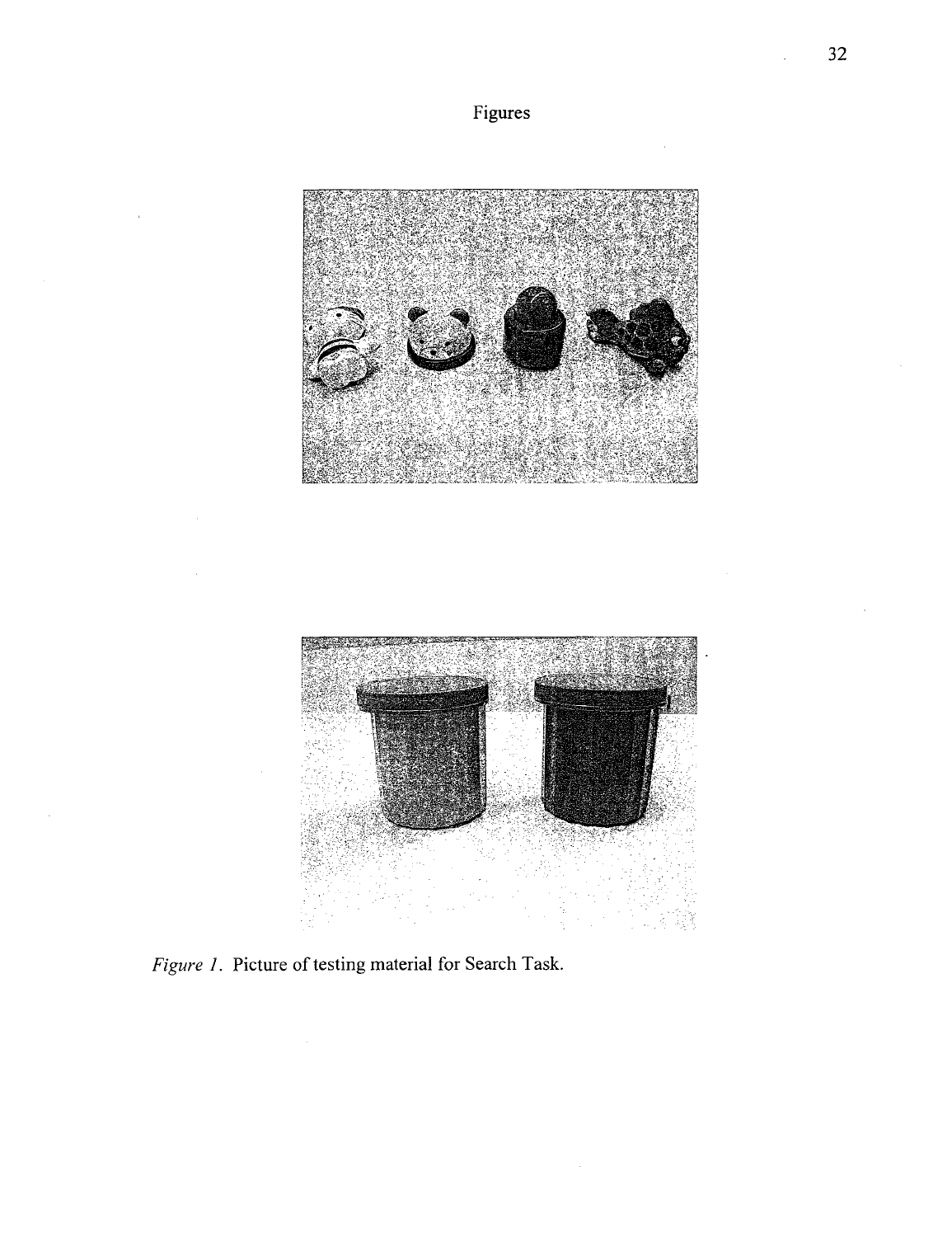# Figures

*Figure 1.* Picture of testing material for Search Task.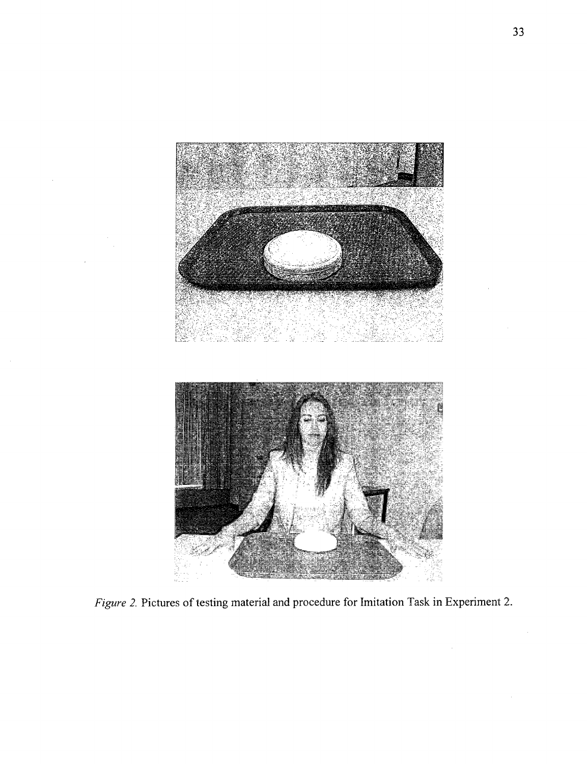*Figure 2.* Pictures of testing material and procedure for Imitation Task in Experiment 2.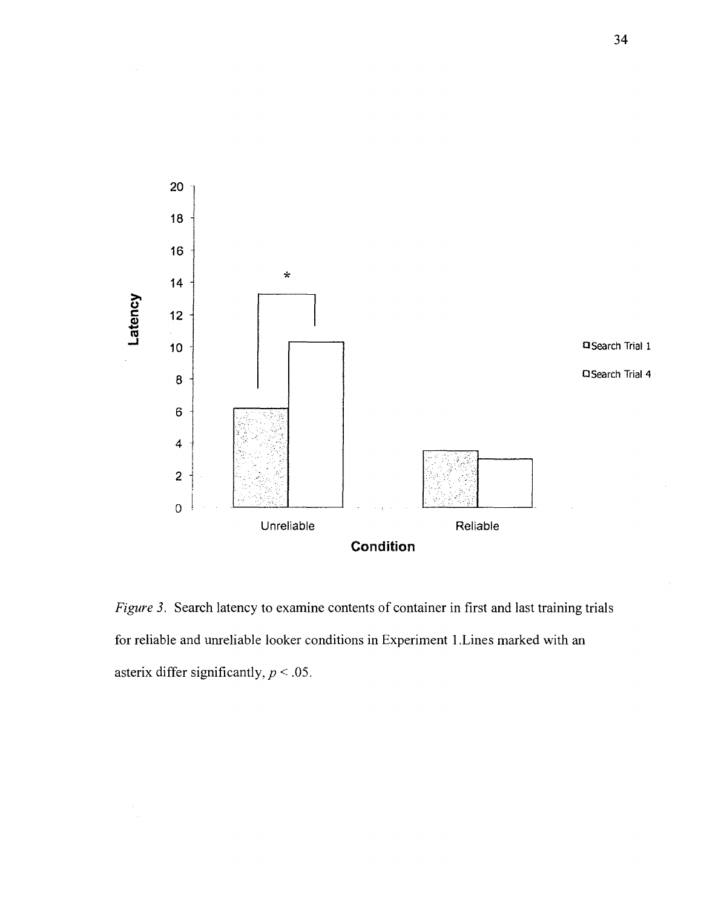*Figure 3.* Search latency to examine contents of container in first and last training trials for reliable and unreliable looker conditions in Experiment 1.Lines marked with an asterix differ significantly, $p < .05$.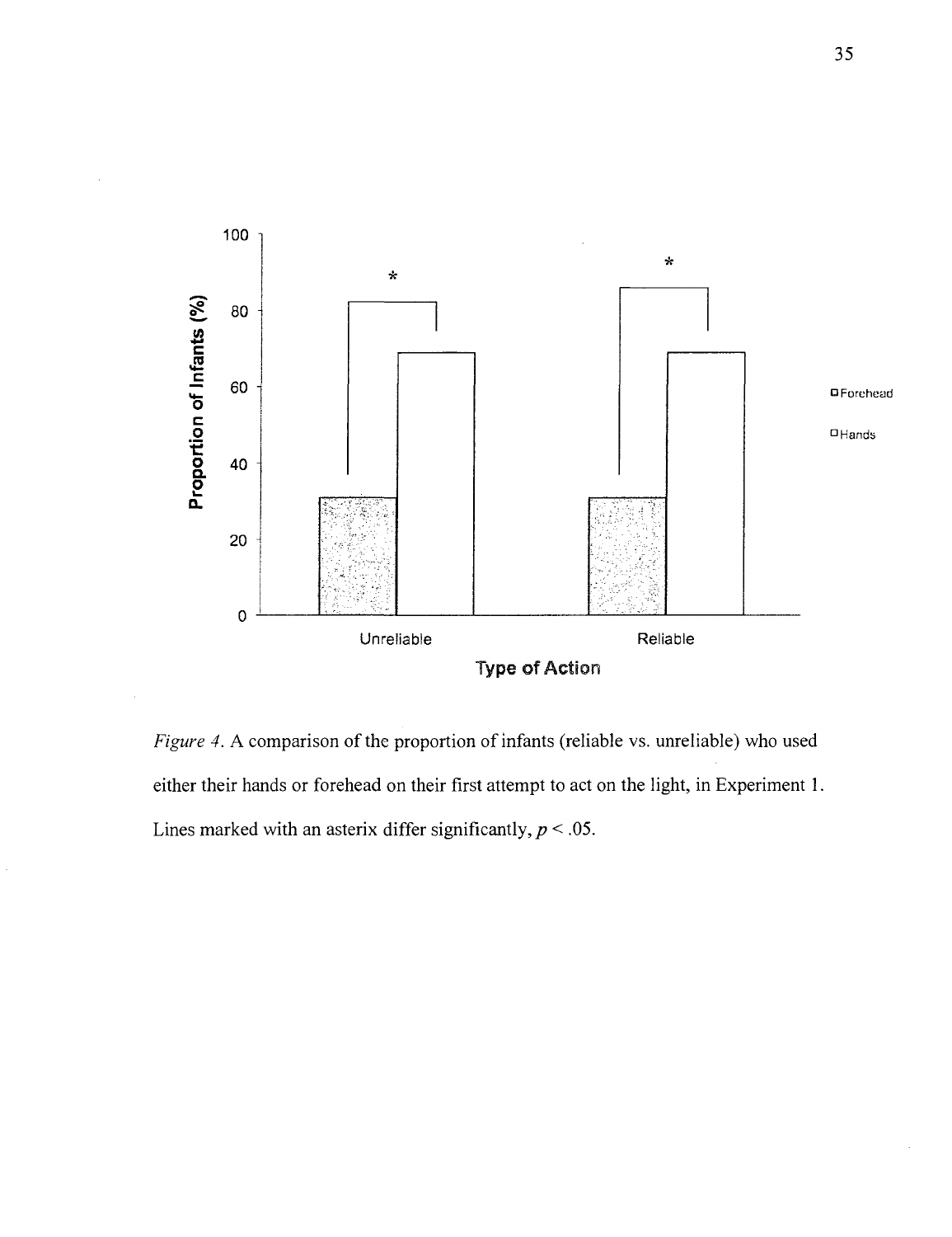*Figure 4*. A comparison of the proportion of infants (reliable vs. unreliable) who used either their hands or forehead on their first attempt to act on the light, in Experiment 1. Lines marked with an asterix differ significantly, $p < .05$.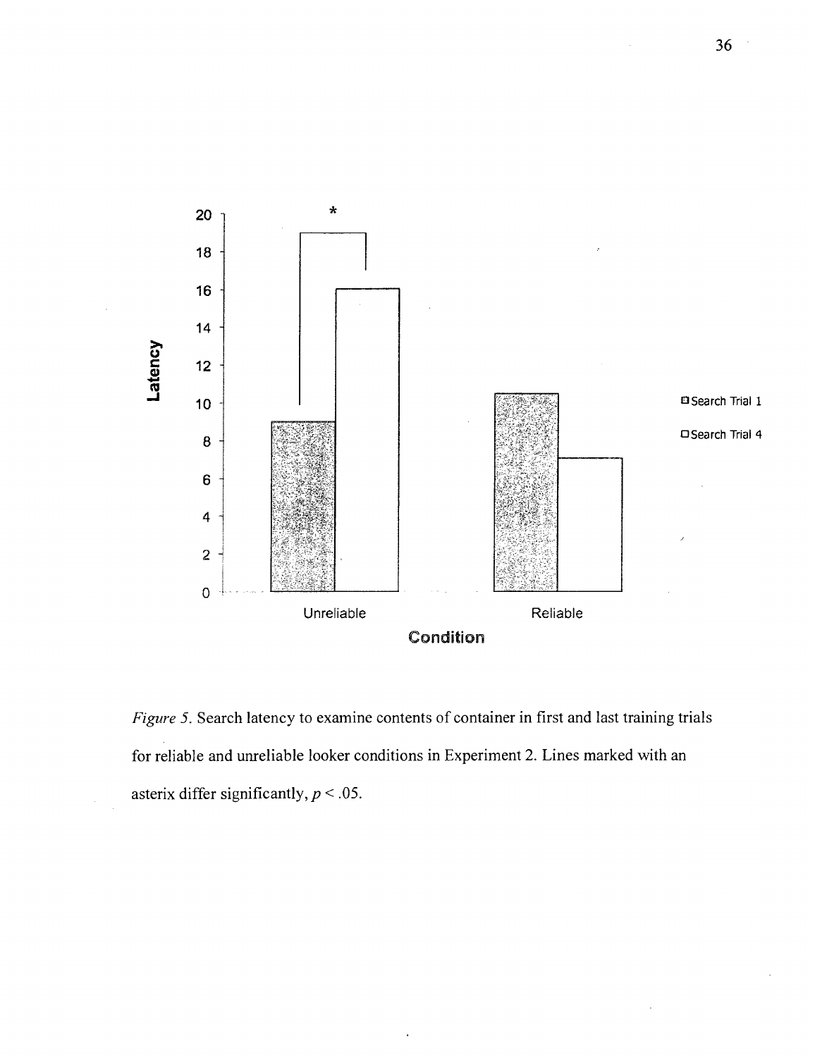*Figure 5.* Search latency to examine contents of container in first and last training trials for reliable and unreliable looker conditions in Experiment 2. Lines marked with an asterix differ significantly, $p < .05$.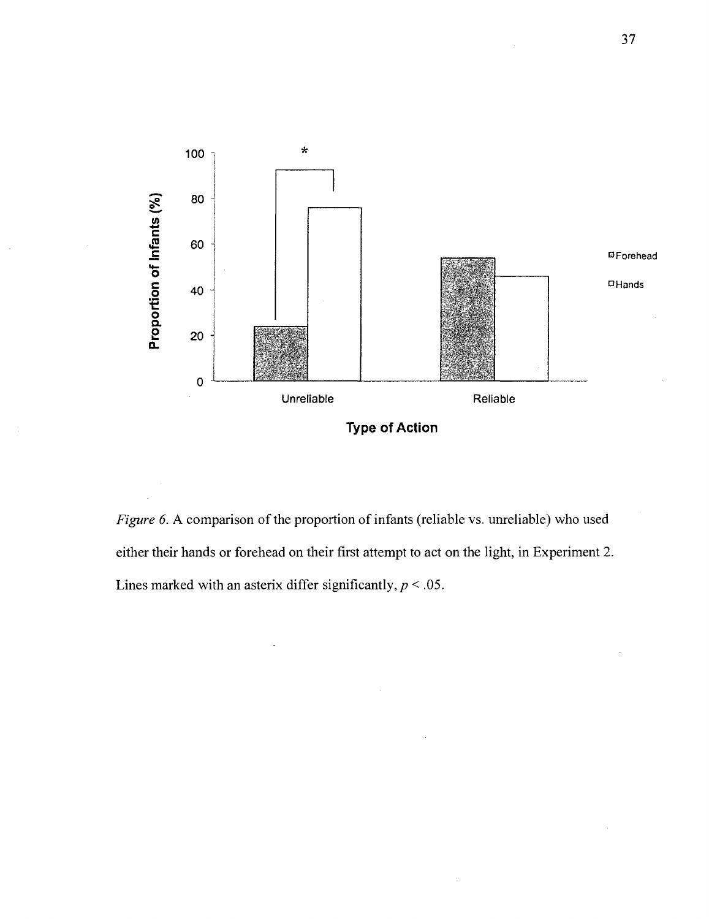*Figure 6.* A comparison of the proportion of infants (reliable vs. unreliable) who used either their hands or forehead on their first attempt to act on the light, in Experiment 2. Lines marked with an asterix differ significantly, $p < .05$.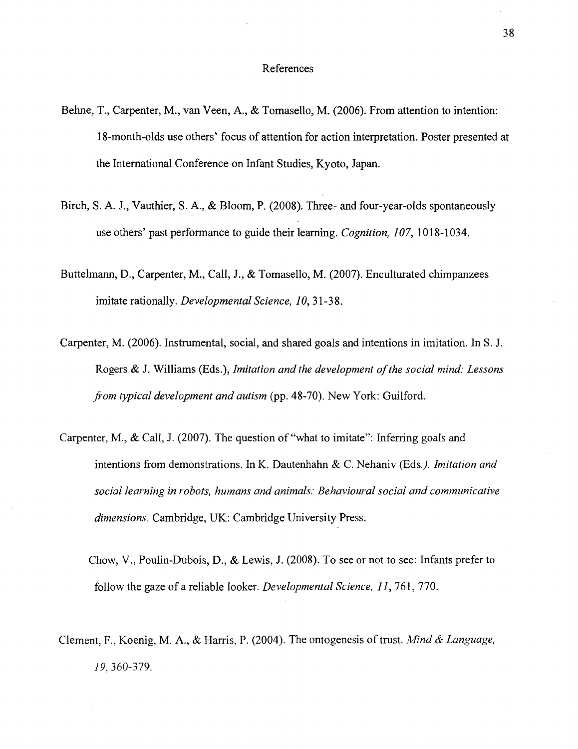# References

Behne, T., Carpenter, M., van Veen, A., & Tomasello, M. (2006). From attention to intention: 18-month-olds use others' focus of attention for action interpretation. Poster presented at the International Conference on Infant Studies, Kyoto, Japan.

Birch, S. A. J., Vauthier, S. A., & Bloom, P. (2008). Three- and four-year-olds spontaneously use others' past performance to guide their learning. *Cognition, 107*, 1018-1034.

Buttelmann, D., Carpenter, M., Call, J., & Tomasello, M. (2007). Enculturated chimpanzees imitate rationally. *Developmental Science, 10*, 31-38.

Carpenter, M. (2006). Instrumental, social, and shared goals and intentions in imitation. In S. J. Rogers & J. Williams (Eds.), *Imitation and the development of the social mind: Lessons from typical development and autism* (pp. 48-70). New York: Guilford.

Carpenter, M., & Call, J. (2007). The question of "what to imitate": Inferring goals and intentions from demonstrations. In K. Dautenhahn & C. Nehaniv (Eds.). *Imitation and social learning in robots, humans and animals: Behavioural social and communicative dimensions.* Cambridge, UK: Cambridge University Press.

Chow, V., Poulin-Dubois, D., & Lewis, J. (2008). To see or not to see: Infants prefer to follow the gaze of a reliable looker. *Developmental Science, 11*, 761, 770.

Clement, F., Koenig, M. A., & Harris, P. (2004). The ontogenesis of trust. *Mind & Language, 19*, 360-379.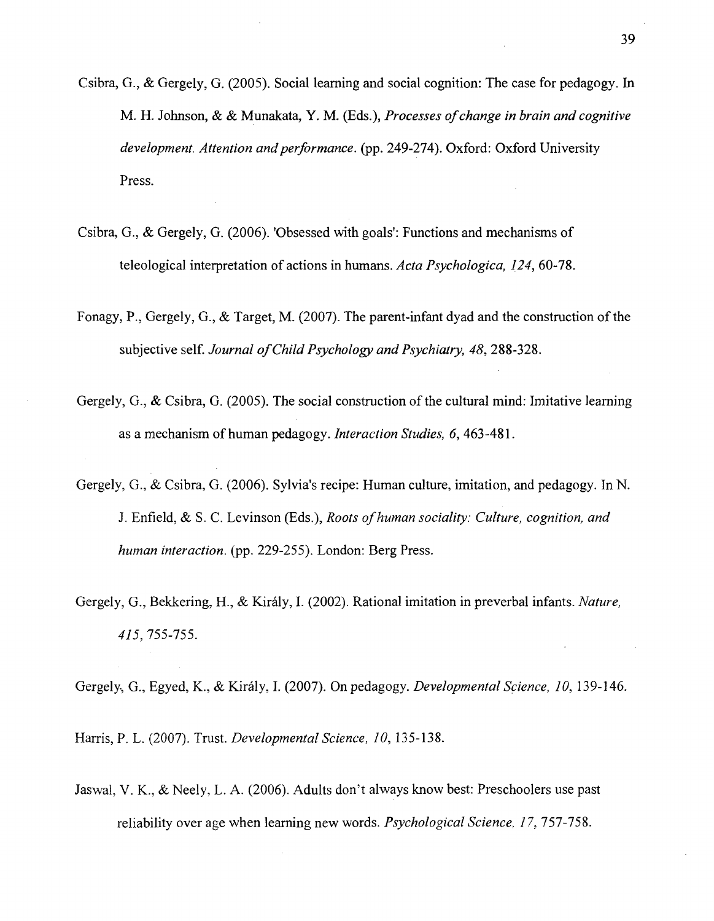Csibra, G., & Gergely, G. (2005). Social learning and social cognition: The case for pedagogy. In M. H. Johnson, & & Munakata, Y. M. (Eds.), *Processes of change in brain and cognitive development. Attention and performance.* (pp. 249-274). Oxford: Oxford University Press.

Csibra, G., & Gergely, G. (2006). 'Obsessed with goals': Functions and mechanisms of teleological interpretation of actions in humans. *Acta Psychologica, 124*, 60-78.

Fonagy, P., Gergely, G., & Target, M. (2007). The parent-infant dyad and the construction of the subjective self. *Journal of Child Psychology and Psychiatry, 48*, 288-328.

Gergely, G., & Csibra, G. (2005). The social construction of the cultural mind: Imitative learning as a mechanism of human pedagogy. *Interaction Studies, 6*, 463-481.

Gergely, G., & Csibra, G. (2006). Sylvia's recipe: Human culture, imitation, and pedagogy. In N. J. Enfield, & S. C. Levinson (Eds.), *Roots of human sociality: Culture, cognition, and human interaction.* (pp. 229-255). London: Berg Press.

Gergely, G., Bekkering, H., & Király, I. (2002). Rational imitation in preverbal infants. *Nature, 415*, 755-755.

Gergely, G., Egyed, K., & Király, I. (2007). On pedagogy. *Developmental Science, 10*, 139-146.

Harris, P. L. (2007). Trust. *Developmental Science, 10*, 135-138.

Jaswal, V. K., & Neely, L. A. (2006). Adults don't always know best: Preschoolers use past reliability over age when learning new words. *Psychological Science, 17*, 757-758.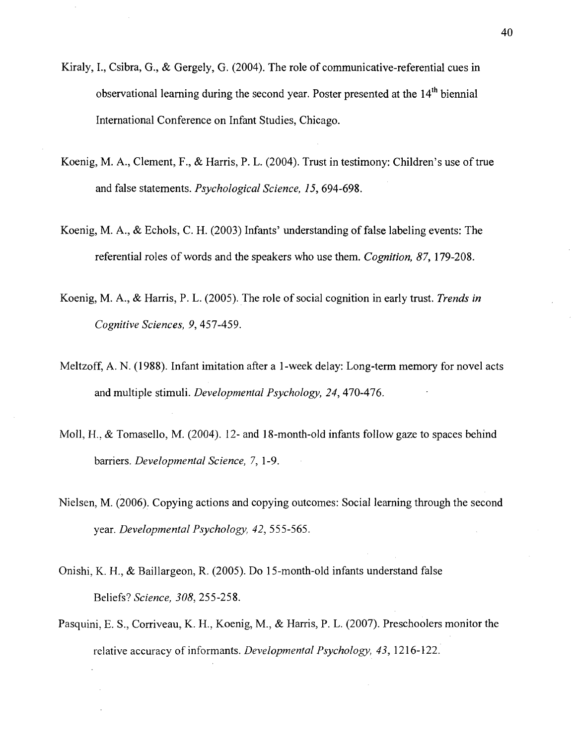Kiraly, I., Csibra, G., & Gergely, G. (2004). The role of communicative-referential cues in observational learning during the second year. Poster presented at the 14th biennial International Conference on Infant Studies, Chicago.

Koenig, M. A., Clement, F., & Harris, P. L. (2004). Trust in testimony: Children's use of true and false statements. *Psychological Science, 15*, 694-698.

Koenig, M. A., & Echols, C. H. (2003) Infants' understanding of false labeling events: The referential roles of words and the speakers who use them. *Cognition, 87*, 179-208.

Koenig, M. A., & Harris, P. L. (2005). The role of social cognition in early trust. *Trends in Cognitive Sciences, 9*, 457-459.

Meltzoff, A. N. (1988). Infant imitation after a 1-week delay: Long-term memory for novel acts and multiple stimuli. *Developmental Psychology, 24*, 470-476.

Moll, H., & Tomasello, M. (2004). 12- and 18-month-old infants follow gaze to spaces behind barriers. *Developmental Science, 7*, 1-9.

Nielsen, M. (2006). Copying actions and copying outcomes: Social learning through the second year. *Developmental Psychology, 42*, 555-565.

Onishi, K. H., & Baillargeon, R. (2005). Do 15-month-old infants understand false Beliefs? *Science, 308*, 255-258.

Pasquini, E. S., Corriveau, K. H., Koenig, M., & Harris, P. L. (2007). Preschoolers monitor the relative accuracy of informants. *Developmental Psychology, 43*, 1216-122.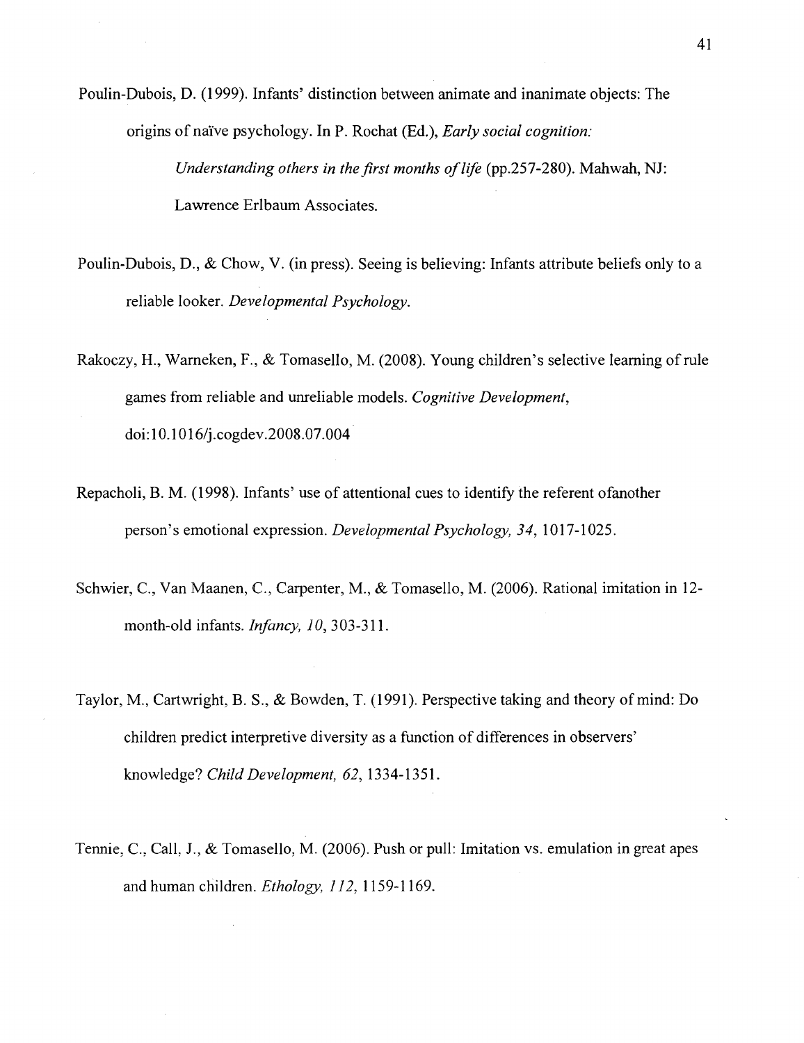Poulin-Dubois, D. (1999). Infants' distinction between animate and inanimate objects: The origins of naïve psychology. In P. Rochat (Ed.), *Early social cognition: Understanding others in the first months of life* (pp.257-280). Mahwah, NJ: Lawrence Erlbaum Associates.

Poulin-Dubois, D., & Chow, V. (in press). Seeing is believing: Infants attribute beliefs only to a reliable looker. *Developmental Psychology.*

Rakoczy, H., Warneken, F., & Tomasello, M. (2008). Young children's selective learning of rule games from reliable and unreliable models. *Cognitive Development*, doi:10.1016/j.cogdev.2008.07.004

Repacholi, B. M. (1998). Infants' use of attentional cues to identify the referent ofanother person's emotional expression. *Developmental Psychology, 34*, 1017-1025.

Schwier, C., Van Maanen, C., Carpenter, M., & Tomasello, M. (2006). Rational imitation in 12-month-old infants. *Infancy, 10*, 303-311.

Taylor, M., Cartwright, B. S., & Bowden, T. (1991). Perspective taking and theory of mind: Do children predict interpretive diversity as a function of differences in observers' knowledge? *Child Development, 62*, 1334-1351.

Tennie, C., Call, J., & Tomasello, M. (2006). Push or pull: Imitation vs. emulation in great apes and human children. *Ethology, 112*, 1159-1169.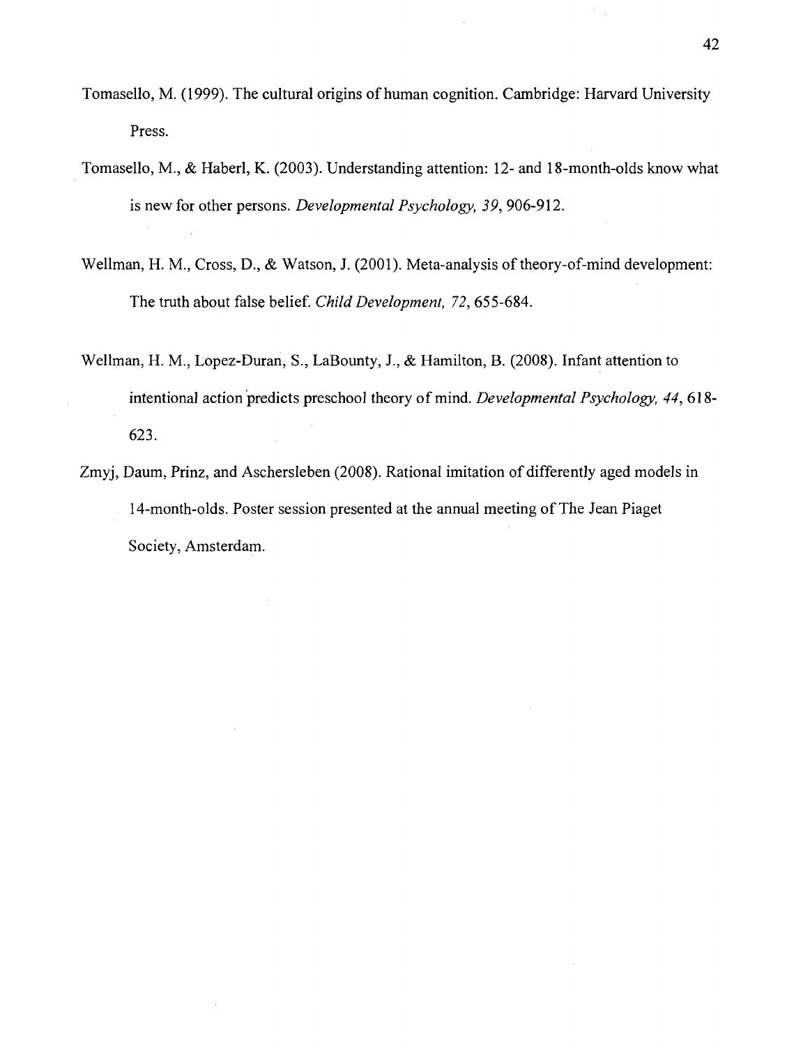Tomasello, M. (1999). The cultural origins of human cognition. Cambridge: Harvard University Press.

Tomasello, M., & Haberl, K. (2003). Understanding attention: 12- and 18-month-olds know what is new for other persons. *Developmental Psychology, 39*, 906-912.

Wellman, H. M., Cross, D., & Watson, J. (2001). Meta-analysis of theory-of-mind development: The truth about false belief. *Child Development, 72*, 655-684.

Wellman, H. M., Lopez-Duran, S., LaBounty, J., & Hamilton, B. (2008). Infant attention to intentional action predicts preschool theory of mind. *Developmental Psychology, 44*, 618-623.

Zmyj, Daum, Prinz, and Aschersleben (2008). Rational imitation of differently aged models in 14-month-olds. Poster session presented at the annual meeting of The Jean Piaget Society, Amsterdam.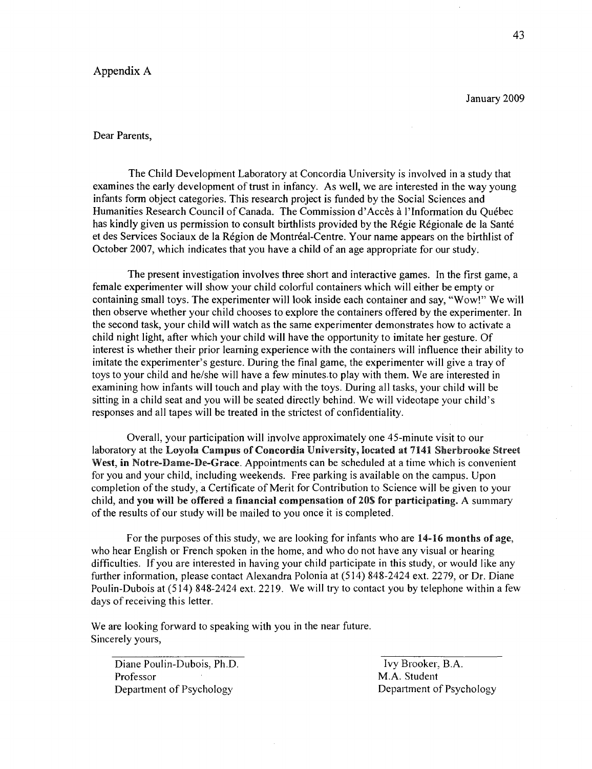# Appendix A

January 2009

Dear Parents,

The Child Development Laboratory at Concordia University is involved in a study that examines the early development of trust in infancy. As well, we are interested in the way young infants form object categories. This research project is funded by the Social Sciences and Humanities Research Council of Canada. The Commission d'Accès à l'Information du Québec has kindly given us permission to consult birthlists provided by the Régie Régionale de la Santé et des Services Sociaux de la Région de Montréal-Centre. Your name appears on the birthlist of October 2007, which indicates that you have a child of an age appropriate for our study.

The present investigation involves three short and interactive games. In the first game, a female experimenter will show your child colorful containers which will either be empty or containing small toys. The experimenter will look inside each container and say, "Wow!" We will then observe whether your child chooses to explore the containers offered by the experimenter. In the second task, your child will watch as the same experimenter demonstrates how to activate a child night light, after which your child will have the opportunity to imitate her gesture. Of interest is whether their prior learning experience with the containers will influence their ability to imitate the experimenter's gesture. During the final game, the experimenter will give a tray of toys to your child and he/she will have a few minutes to play with them. We are interested in examining how infants will touch and play with the toys. During all tasks, your child will be sitting in a child seat and you will be seated directly behind. We will videotape your child's responses and all tapes will be treated in the strictest of confidentiality.

Overall, your participation will involve approximately one 45-minute visit to our laboratory at the **Loyola Campus of Concordia University, located at 7141 Sherbrooke Street West, in Notre-Dame-De-Grace**. Appointments can be scheduled at a time which is convenient for you and your child, including weekends. Free parking is available on the campus. Upon completion of the study, a Certificate of Merit for Contribution to Science will be given to your child, and **you will be offered a financial compensation of 20$ for participating.** A summary of the results of our study will be mailed to you once it is completed.

For the purposes of this study, we are looking for infants who are **14-16 months of age**, who hear English or French spoken in the home, and who do not have any visual or hearing difficulties. If you are interested in having your child participate in this study, or would like any further information, please contact Alexandra Polonia at (514) 848-2424 ext. 2279, or Dr. Diane Poulin-Dubois at (514) 848-2424 ext. 2219. We will try to contact you by telephone within a few days of receiving this letter.

We are looking forward to speaking with you in the near future.
Sincerely yours,

Diane Poulin-Dubois, Ph.D.
Professor
Department of Psychology

Ivy Brooker, B.A.
M.A. Student
Department of Psychology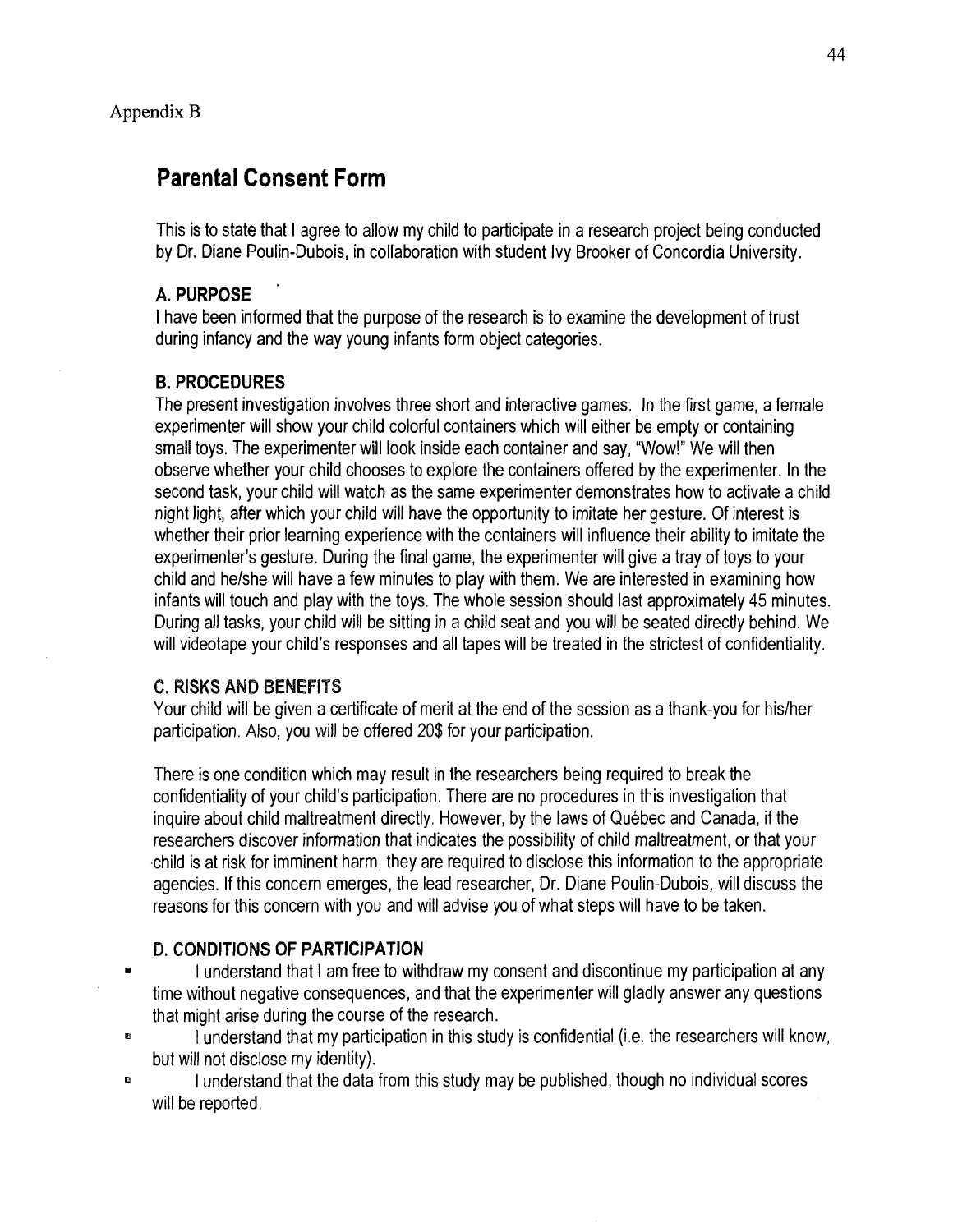Appendix B

# Parental Consent Form

This is to state that I agree to allow my child to participate in a research project being conducted by Dr. Diane Poulin-Dubois, in collaboration with student Ivy Brooker of Concordia University.

### A. PURPOSE

I have been informed that the purpose of the research is to examine the development of trust during infancy and the way young infants form object categories.

### B. PROCEDURES

The present investigation involves three short and interactive games. In the first game, a female experimenter will show your child colorful containers which will either be empty or containing small toys. The experimenter will look inside each container and say, "Wow!" We will then observe whether your child chooses to explore the containers offered by the experimenter. In the second task, your child will watch as the same experimenter demonstrates how to activate a child night light, after which your child will have the opportunity to imitate her gesture. Of interest is whether their prior learning experience with the containers will influence their ability to imitate the experimenter's gesture. During the final game, the experimenter will give a tray of toys to your child and he/she will have a few minutes to play with them. We are interested in examining how infants will touch and play with the toys. The whole session should last approximately 45 minutes. During all tasks, your child will be sitting in a child seat and you will be seated directly behind. We will videotape your child's responses and all tapes will be treated in the strictest of confidentiality.

### C. RISKS AND BENEFITS

Your child will be given a certificate of merit at the end of the session as a thank-you for his/her participation. Also, you will be offered 20$ for your participation.

There is one condition which may result in the researchers being required to break the confidentiality of your child's participation. There are no procedures in this investigation that inquire about child maltreatment directly. However, by the laws of Québec and Canada, if the researchers discover information that indicates the possibility of child maltreatment, or that your child is at risk for imminent harm, they are required to disclose this information to the appropriate agencies. If this concern emerges, the lead researcher, Dr. Diane Poulin-Dubois, will discuss the reasons for this concern with you and will advise you of what steps will have to be taken.

### D. CONDITIONS OF PARTICIPATION

- I understand that I am free to withdraw my consent and discontinue my participation at any time without negative consequences, and that the experimenter will gladly answer any questions that might arise during the course of the research.
- I understand that my participation in this study is confidential (i.e. the researchers will know, but will not disclose my identity).
- I understand that the data from this study may be published, though no individual scores will be reported.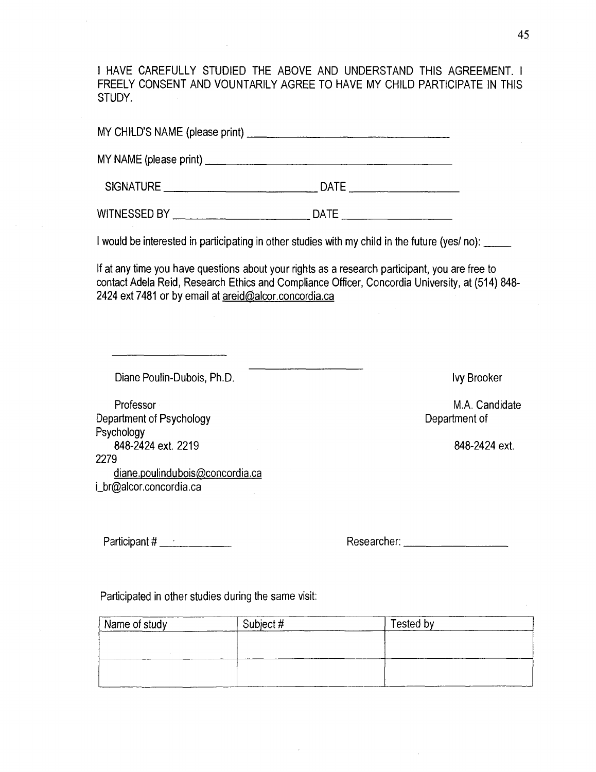I HAVE CAREFULLY STUDIED THE ABOVE AND UNDERSTAND THIS AGREEMENT. I FREELY CONSENT AND VOUNTARILY AGREE TO HAVE MY CHILD PARTICIPATE IN THIS STUDY.

MY CHILD'S NAME (please print) ___________________________________

MY NAME (please print) ___________________________________________

SIGNATURE ___________________________ DATE ___________________

WITNESSED BY ________________________ DATE ___________________

I would be interested in participating in other studies with my child in the future (yes/ no): _____

If at any time you have questions about your rights as a research participant, you are free to contact Adela Reid, Research Ethics and Compliance Officer, Concordia University, at (514) 848-2424 ext 7481 or by email at areid@alcor.concordia.ca

_____________________ _____________________

Diane Poulin-Dubois, Ph.D.
Professor
Department of Psychology
848-2424 ext. 2219
diane.poulindubois@concordia.ca

Ivy Brooker
M.A. Candidate
Department of Psychology
848-2424 ext. 2279
i_br@alcor.concordia.ca

Participant # ___________ Researcher: __________________

Participated in other studies during the same visit:

| Name of study | Subject # | Tested by |
|---|---|---|
| | | |
| | | |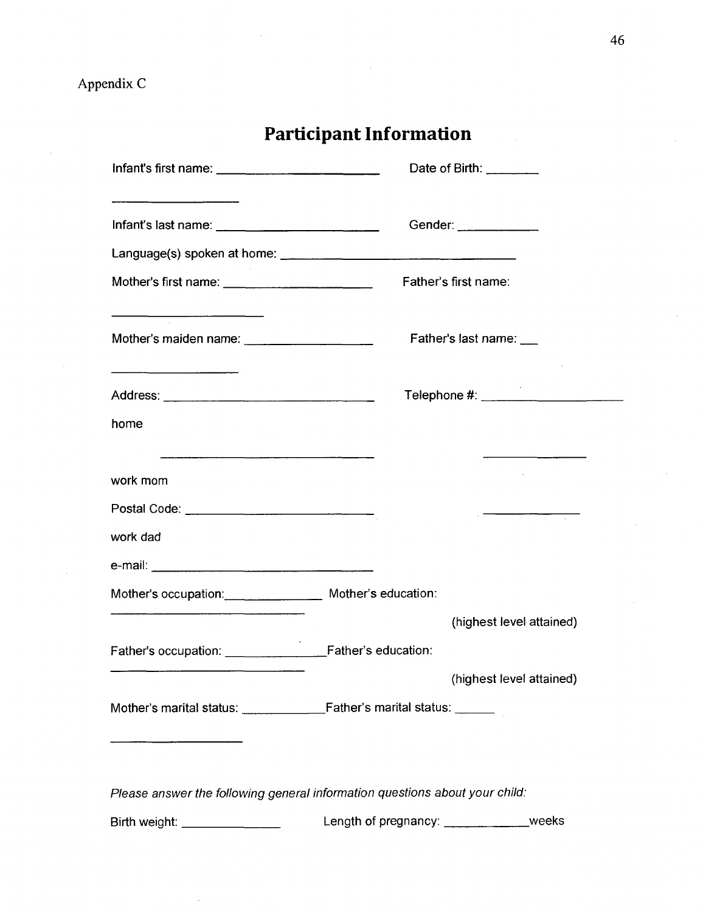Appendix C

# Participant Information

Infant's first name: ______________________ Date of Birth: ________

________________

Infant's last name: ______________________ Gender: ___________

Language(s) spoken at home: ________________________________

Mother's first name: ____________________ Father's first name:

____________________

Mother's maiden name: _________________ Father's last name: ___

________________

Address: ______________________________ Telephone #: ___________________

home

______________________________ ______________

work mom

Postal Code: __________________________ ______________

work dad

e-mail: ______________________________

Mother's occupation:_______________ Mother's education:

____________________________ (highest level attained)

Father's occupation: _______________Father's education:

____________________________ (highest level attained)

Mother's marital status: ____________Father's marital status: ______

_________________

*Please answer the following general information questions about your child:*

Birth weight: ______________ Length of pregnancy: ____________weeks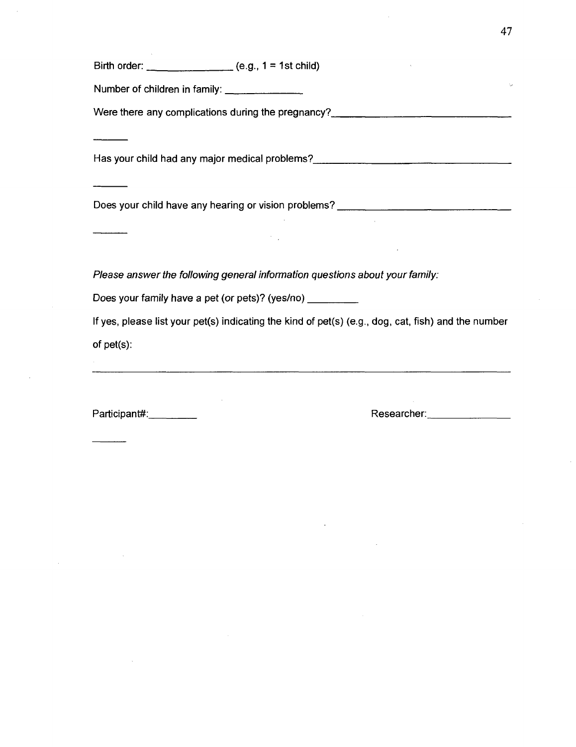Birth order: _______________ (e.g., 1 = 1st child)

Number of children in family: ______________

Were there any complications during the pregnancy? ________________________________

Has your child had any major medical problems? ____________________________________

Does your child have any hearing or vision problems? _______________________________

*Please answer the following general information questions about your family:*

Does your family have a pet (or pets)? (yes/no) _________

If yes, please list your pet(s) indicating the kind of pet(s) (e.g., dog, cat, fish) and the number of pet(s):

______________________________________________________________________________

Participant#: _________

Researcher: _______________